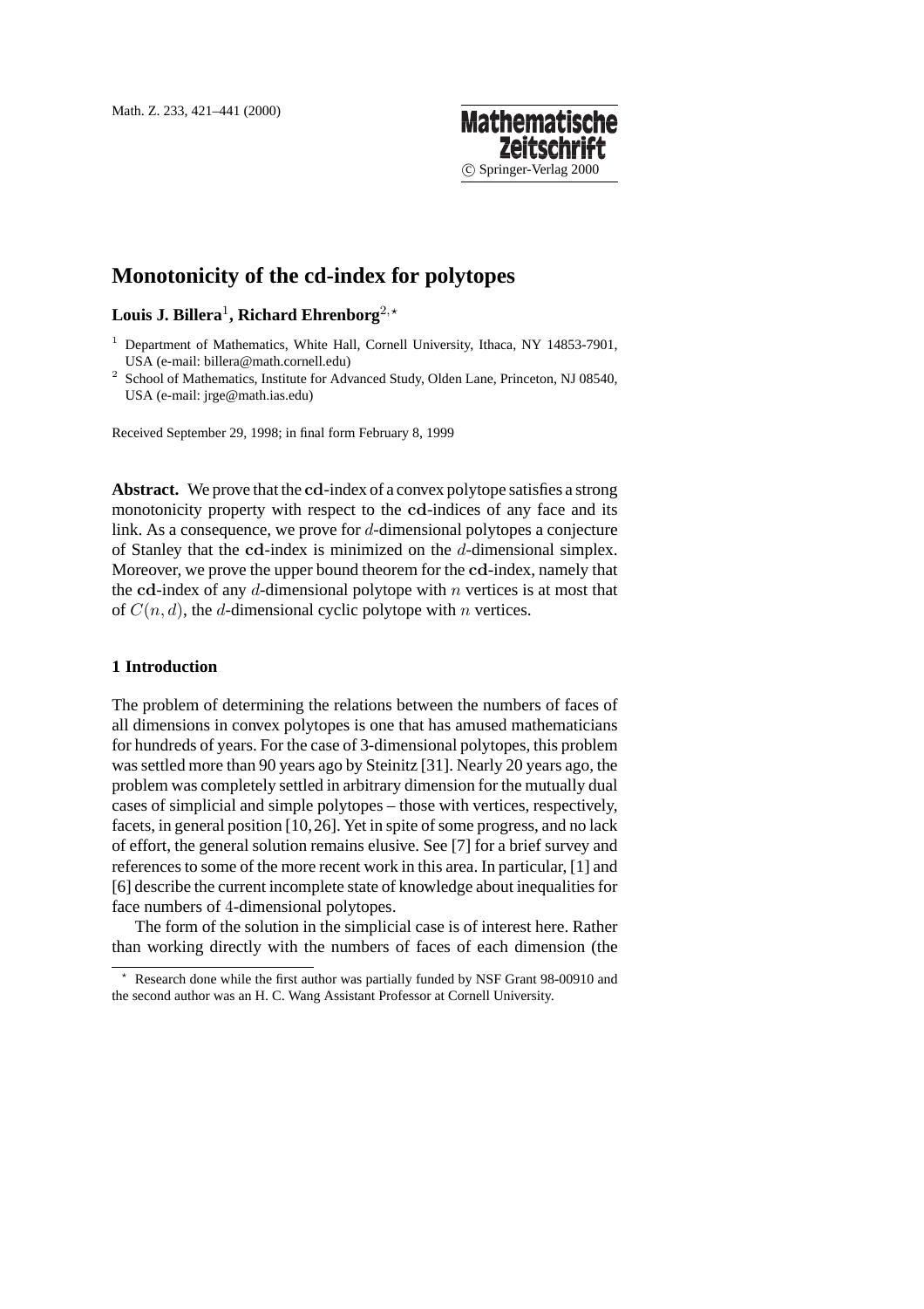# Monotonicity of the cd-index for polytopes

**Louis J. Billera**[1], **Richard Ehrenborg**[2,⋆]

[1] Department of Mathematics, White Hall, Cornell University, Ithaca, NY 14853-7901, USA (e-mail: billera@math.cornell.edu)

[2] School of Mathematics, Institute for Advanced Study, Olden Lane, Princeton, NJ 08540, USA (e-mail: jrge@math.ias.edu)

Received September 29, 1998; in final form February 8, 1999

**Abstract.** We prove that the $\mathbf{cd}$-index of a convex polytope satisfies a strong monotonicity property with respect to the $\mathbf{cd}$-indices of any face and its link. As a consequence, we prove for $d$-dimensional polytopes a conjecture of Stanley that the $\mathbf{cd}$-index is minimized on the $d$-dimensional simplex. Moreover, we prove the upper bound theorem for the $\mathbf{cd}$-index, namely that the $\mathbf{cd}$-index of any $d$-dimensional polytope with $n$ vertices is at most that of $C(n, d)$, the $d$-dimensional cyclic polytope with $n$ vertices.

## 1 Introduction

The problem of determining the relations between the numbers of faces of all dimensions in convex polytopes is one that has amused mathematicians for hundreds of years. For the case of 3-dimensional polytopes, this problem was settled more than 90 years ago by Steinitz [31]. Nearly 20 years ago, the problem was completely settled in arbitrary dimension for the mutually dual cases of simplicial and simple polytopes – those with vertices, respectively, facets, in general position [10, 26]. Yet in spite of some progress, and no lack of effort, the general solution remains elusive. See [7] for a brief survey and references to some of the more recent work in this area. In particular, [1] and [6] describe the current incomplete state of knowledge about inequalities for face numbers of 4-dimensional polytopes.

The form of the solution in the simplicial case is of interest here. Rather than working directly with the numbers of faces of each dimension (the

⋆ Research done while the first author was partially funded by NSF Grant 98-00910 and the second author was an H. C. Wang Assistant Professor at Cornell University.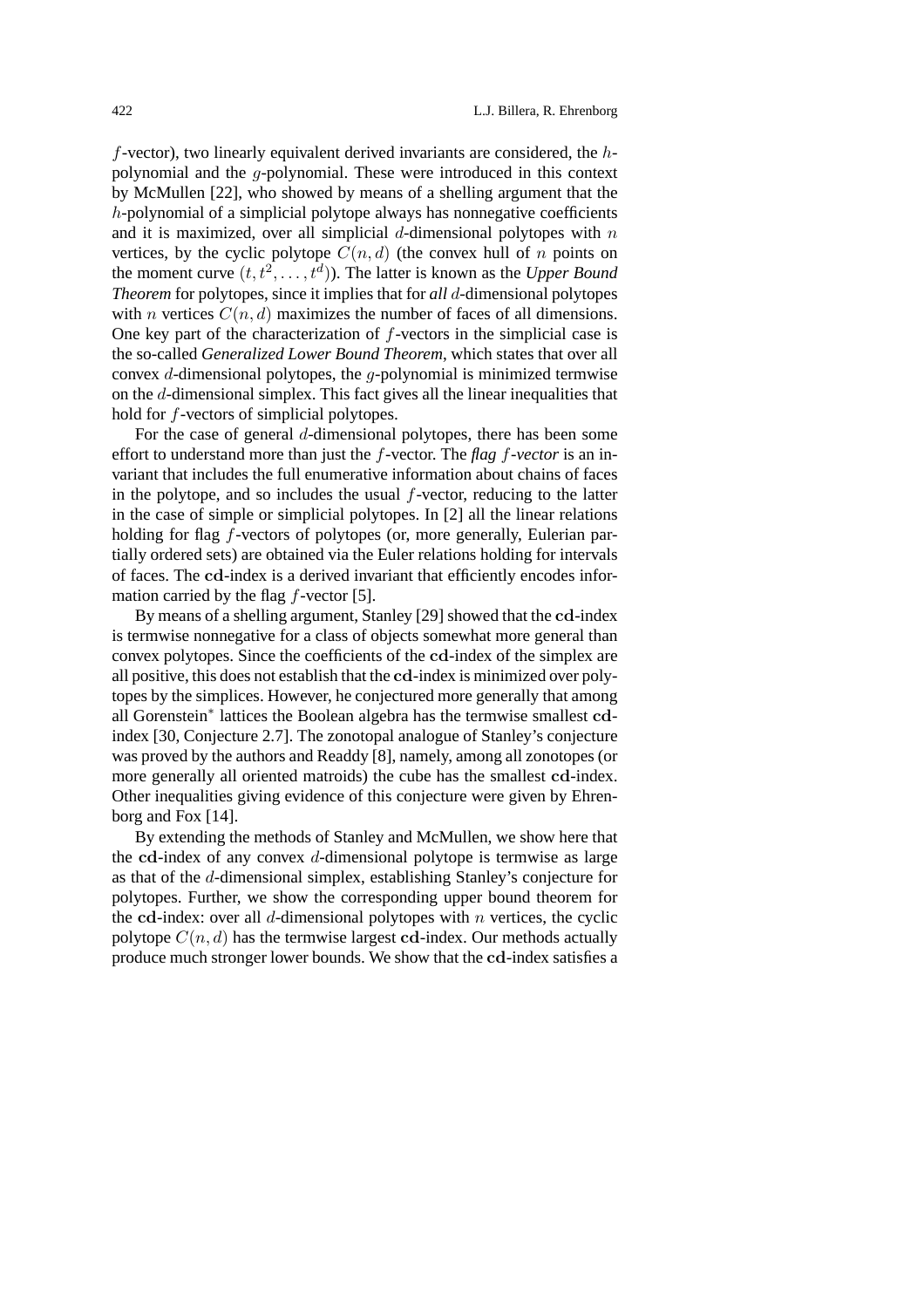$f$-vector), two linearly equivalent derived invariants are considered, the $h$-polynomial and the $g$-polynomial. These were introduced in this context by McMullen [22], who showed by means of a shelling argument that the $h$-polynomial of a simplicial polytope always has nonnegative coefficients and it is maximized, over all simplicial $d$-dimensional polytopes with $n$ vertices, by the cyclic polytope $C(n, d)$ (the convex hull of $n$ points on the moment curve $(t, t^2, \ldots, t^d)$). The latter is known as the *Upper Bound Theorem* for polytopes, since it implies that for *all* $d$-dimensional polytopes with $n$ vertices $C(n, d)$ maximizes the number of faces of all dimensions. One key part of the characterization of $f$-vectors in the simplicial case is the so-called *Generalized Lower Bound Theorem*, which states that over all convex $d$-dimensional polytopes, the $g$-polynomial is minimized termwise on the $d$-dimensional simplex. This fact gives all the linear inequalities that hold for $f$-vectors of simplicial polytopes.

For the case of general $d$-dimensional polytopes, there has been some effort to understand more than just the $f$-vector. The *flag $f$-vector* is an invariant that includes the full enumerative information about chains of faces in the polytope, and so includes the usual $f$-vector, reducing to the latter in the case of simple or simplicial polytopes. In [2] all the linear relations holding for flag $f$-vectors of polytopes (or, more generally, Eulerian partially ordered sets) are obtained via the Euler relations holding for intervals of faces. The $\mathbf{cd}$-index is a derived invariant that efficiently encodes information carried by the flag $f$-vector [5].

By means of a shelling argument, Stanley [29] showed that the $\mathbf{cd}$-index is termwise nonnegative for a class of objects somewhat more general than convex polytopes. Since the coefficients of the $\mathbf{cd}$-index of the simplex are all positive, this does not establish that the $\mathbf{cd}$-index is minimized over polytopes by the simplices. However, he conjectured more generally that among all Gorenstein$^*$ lattices the Boolean algebra has the termwise smallest $\mathbf{cd}$-index [30, Conjecture 2.7]. The zonotopal analogue of Stanley's conjecture was proved by the authors and Readdy [8], namely, among all zonotopes (or more generally all oriented matroids) the cube has the smallest $\mathbf{cd}$-index. Other inequalities giving evidence of this conjecture were given by Ehrenborg and Fox [14].

By extending the methods of Stanley and McMullen, we show here that the $\mathbf{cd}$-index of any convex $d$-dimensional polytope is termwise as large as that of the $d$-dimensional simplex, establishing Stanley's conjecture for polytopes. Further, we show the corresponding upper bound theorem for the $\mathbf{cd}$-index: over all $d$-dimensional polytopes with $n$ vertices, the cyclic polytope $C(n, d)$ has the termwise largest $\mathbf{cd}$-index. Our methods actually produce much stronger lower bounds. We show that the $\mathbf{cd}$-index satisfies a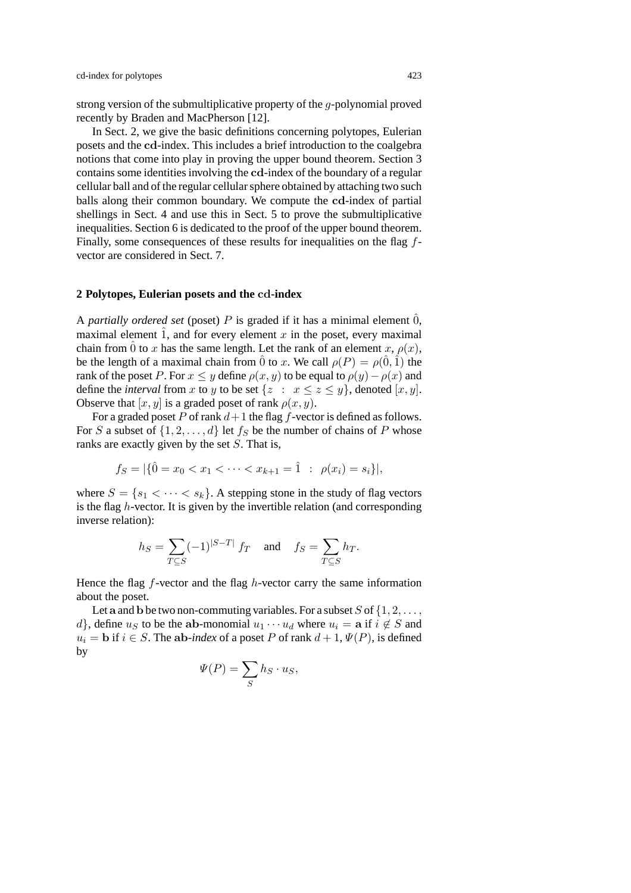strong version of the submultiplicative property of the $g$-polynomial proved recently by Braden and MacPherson [12].

In Sect. 2, we give the basic definitions concerning polytopes, Eulerian posets and the $\mathbf{cd}$-index. This includes a brief introduction to the coalgebra notions that come into play in proving the upper bound theorem. Section 3 contains some identities involving the $\mathbf{cd}$-index of the boundary of a regular cellular ball and of the regular cellular sphere obtained by attaching two such balls along their common boundary. We compute the $\mathbf{cd}$-index of partial shellings in Sect. 4 and use this in Sect. 5 to prove the submultiplicative inequalities. Section 6 is dedicated to the proof of the upper bound theorem. Finally, some consequences of these results for inequalities on the flag $f$-vector are considered in Sect. 7.

## 2 Polytopes, Eulerian posets and the cd-index

A *partially ordered set* (poset) $P$ is graded if it has a minimal element $\hat{0}$, maximal element $\hat{1}$, and for every element $x$ in the poset, every maximal chain from $\hat{0}$ to $x$ has the same length. Let the rank of an element $x$, $\rho(x)$, be the length of a maximal chain from $\hat{0}$ to $x$. We call $\rho(P) = \rho(\hat{0}, \hat{1})$ the rank of the poset $P$. For $x \leq y$ define $\rho(x, y)$ to be equal to $\rho(y) - \rho(x)$ and define the *interval* from $x$ to $y$ to be set $\{z \ : \ x \leq z \leq y\}$, denoted $[x, y]$. Observe that $[x, y]$ is a graded poset of rank $\rho(x, y)$.

For a graded poset $P$ of rank $d+1$ the flag $f$-vector is defined as follows. For $S$ a subset of $\{1, 2, \ldots, d\}$ let $f_S$ be the number of chains of $P$ whose ranks are exactly given by the set $S$. That is,

$$f_S = |\{\hat{0} = x_0 < x_1 < \cdots < x_{k+1} = \hat{1} \ : \ \rho(x_i) = s_i\}|,$$

where $S = \{s_1 < \cdots < s_k\}$. A stepping stone in the study of flag vectors is the flag $h$-vector. It is given by the invertible relation (and corresponding inverse relation):

$$h_S = \sum_{T \subseteq S} (-1)^{|S-T|} f_T \quad \text{and} \quad f_S = \sum_{T \subseteq S} h_T.$$

Hence the flag $f$-vector and the flag $h$-vector carry the same information about the poset.

Let $\mathbf{a}$ and $\mathbf{b}$ be two non-commuting variables. For a subset $S$ of $\{1, 2, \ldots, d\}$, define $u_S$ to be the $\mathbf{ab}$-monomial $u_1 \cdots u_d$ where $u_i = \mathbf{a}$ if $i \notin S$ and $u_i = \mathbf{b}$ if $i \in S$. The $\mathbf{ab}$-*index* of a poset $P$ of rank $d+1$, $\Psi(P)$, is defined by

$$\Psi(P) = \sum_S h_S \cdot u_S,$$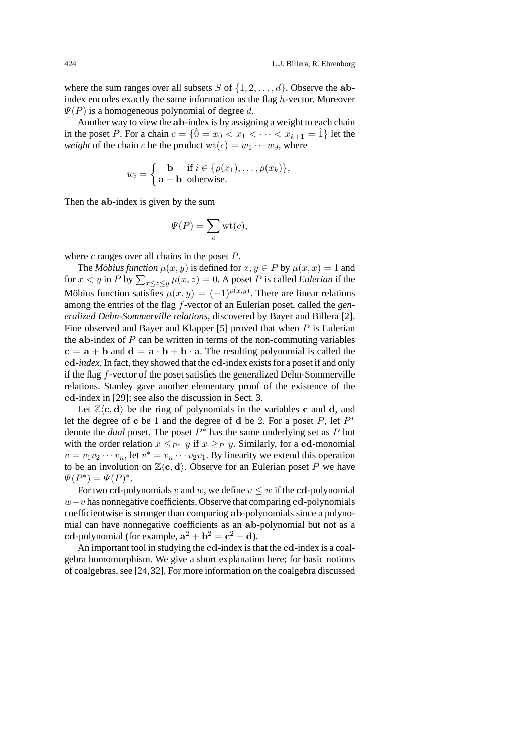where the sum ranges over all subsets $S$ of $\{1, 2, \ldots, d\}$. Observe the $\mathbf{ab}$-index encodes exactly the same information as the flag $h$-vector. Moreover $\Psi(P)$ is a homogeneous polynomial of degree $d$.

Another way to view the $\mathbf{ab}$-index is by assigning a weight to each chain in the poset $P$. For a chain $c = \{\hat{0} = x_0 < x_1 < \cdots < x_{k+1} = \hat{1}\}$ let the *weight* of the chain $c$ be the product $\mathrm{wt}(c) = w_1 \cdots w_d$, where

$$w_i = \begin{cases} \mathbf{b} & \text{if } i \in \{\rho(x_1), \ldots, \rho(x_k)\}, \\ \mathbf{a} - \mathbf{b} & \text{otherwise.} \end{cases}$$

Then the $\mathbf{ab}$-index is given by the sum

$$\Psi(P) = \sum_c \mathrm{wt}(c),$$

where $c$ ranges over all chains in the poset $P$.

The *Möbius function* $\mu(x, y)$ is defined for $x, y \in P$ by $\mu(x, x) = 1$ and for $x < y$ in $P$ by $\sum_{x \leq z \leq y} \mu(x, z) = 0$. A poset $P$ is called *Eulerian* if the Möbius function satisfies $\mu(x, y) = (-1)^{\rho(x,y)}$. There are linear relations among the entries of the flag $f$-vector of an Eulerian poset, called the *generalized Dehn-Sommerville relations*, discovered by Bayer and Billera [2]. Fine observed and Bayer and Klapper [5] proved that when $P$ is Eulerian the $\mathbf{ab}$-index of $P$ can be written in terms of the non-commuting variables $\mathbf{c} = \mathbf{a} + \mathbf{b}$ and $\mathbf{d} = \mathbf{a} \cdot \mathbf{b} + \mathbf{b} \cdot \mathbf{a}$. The resulting polynomial is called the $\mathbf{cd}$-*index*. In fact, they showed that the $\mathbf{cd}$-index exists for a poset if and only if the flag $f$-vector of the poset satisfies the generalized Dehn-Sommerville relations. Stanley gave another elementary proof of the existence of the $\mathbf{cd}$-index in [29]; see also the discussion in Sect. 3.

Let $\mathbb{Z}\langle \mathbf{c}, \mathbf{d} \rangle$ be the ring of polynomials in the variables $\mathbf{c}$ and $\mathbf{d}$, and let the degree of $\mathbf{c}$ be 1 and the degree of $\mathbf{d}$ be 2. For a poset $P$, let $P^*$ denote the *dual* poset. The poset $P^*$ has the same underlying set as $P$ but with the order relation $x \leq_{P^*} y$ if $x \geq_P y$. Similarly, for a $\mathbf{cd}$-monomial $v = v_1 v_2 \cdots v_n$, let $v^* = v_n \cdots v_2 v_1$. By linearity we extend this operation to be an involution on $\mathbb{Z}\langle \mathbf{c}, \mathbf{d} \rangle$. Observe for an Eulerian poset $P$ we have $\Psi(P^*) = \Psi(P)^*$.

For two $\mathbf{cd}$-polynomials $v$ and $w$, we define $v \leq w$ if the $\mathbf{cd}$-polynomial $w - v$ has nonnegative coefficients. Observe that comparing $\mathbf{cd}$-polynomials coefficientwise is stronger than comparing $\mathbf{ab}$-polynomials since a polynomial can have nonnegative coefficients as an $\mathbf{ab}$-polynomial but not as a $\mathbf{cd}$-polynomial (for example, $\mathbf{a}^2 + \mathbf{b}^2 = \mathbf{c}^2 - \mathbf{d}$).

An important tool in studying the $\mathbf{cd}$-index is that the $\mathbf{cd}$-index is a coalgebra homomorphism. We give a short explanation here; for basic notions of coalgebras, see [24, 32]. For more information on the coalgebra discussed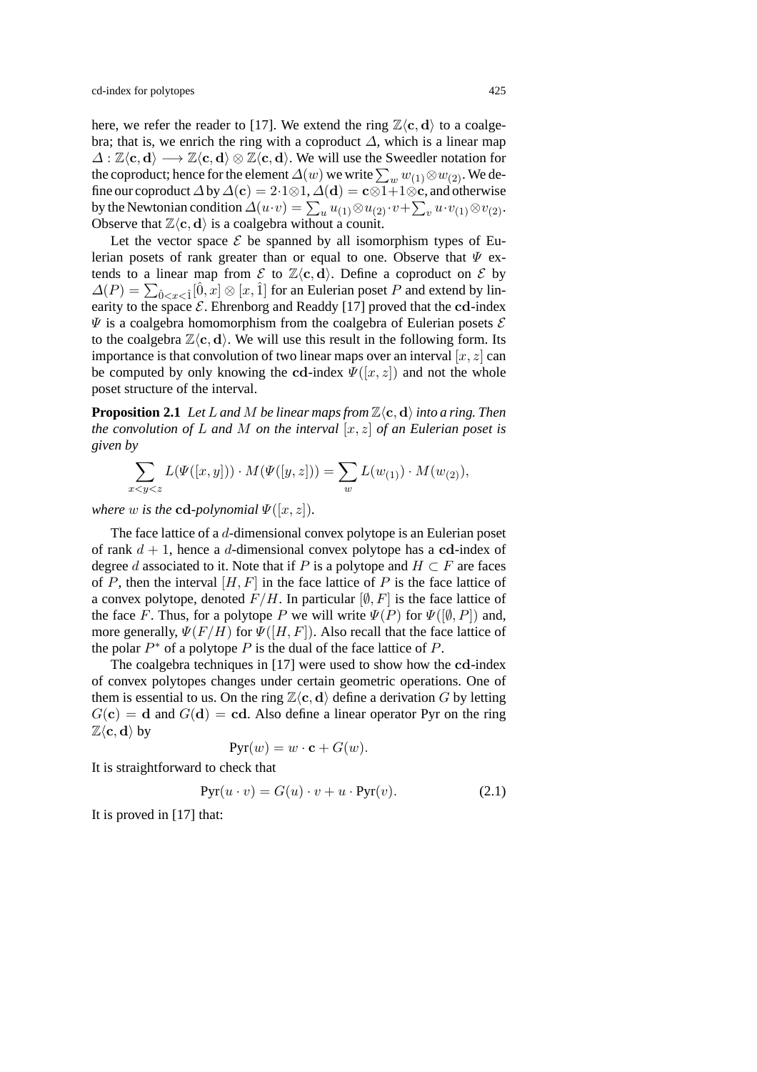here, we refer the reader to [17]. We extend the ring $\mathbb{Z}\langle \mathbf{c}, \mathbf{d}\rangle$ to a coalgebra; that is, we enrich the ring with a coproduct $\Delta$, which is a linear map $\Delta : \mathbb{Z}\langle \mathbf{c}, \mathbf{d}\rangle \longrightarrow \mathbb{Z}\langle \mathbf{c}, \mathbf{d}\rangle \otimes \mathbb{Z}\langle \mathbf{c}, \mathbf{d}\rangle$. We will use the Sweedler notation for the coproduct; hence for the element $\Delta(w)$ we write $\sum_w w_{(1)} \otimes w_{(2)}$. We define our coproduct $\Delta$ by $\Delta(\mathbf{c}) = 2 \cdot 1 \otimes 1$, $\Delta(\mathbf{d}) = \mathbf{c} \otimes 1 + 1 \otimes \mathbf{c}$, and otherwise by the Newtonian condition $\Delta(u \cdot v) = \sum_u u_{(1)} \otimes u_{(2)} \cdot v + \sum_v u \cdot v_{(1)} \otimes v_{(2)}$. Observe that $\mathbb{Z}\langle \mathbf{c}, \mathbf{d}\rangle$ is a coalgebra without a counit.

Let the vector space $\mathcal{E}$ be spanned by all isomorphism types of Eulerian posets of rank greater than or equal to one. Observe that $\Psi$ extends to a linear map from $\mathcal{E}$ to $\mathbb{Z}\langle \mathbf{c}, \mathbf{d}\rangle$. Define a coproduct on $\mathcal{E}$ by $\Delta(P) = \sum_{\hat{0} < x < \hat{1}} [\hat{0}, x] \otimes [x, \hat{1}]$ for an Eulerian poset $P$ and extend by linearity to the space $\mathcal{E}$. Ehrenborg and Readdy [17] proved that the $\mathbf{cd}$-index $\Psi$ is a coalgebra homomorphism from the coalgebra of Eulerian posets $\mathcal{E}$ to the coalgebra $\mathbb{Z}\langle \mathbf{c}, \mathbf{d}\rangle$. We will use this result in the following form. Its importance is that convolution of two linear maps over an interval $[x, z]$ can be computed by only knowing the $\mathbf{cd}$-index $\Psi([x, z])$ and not the whole poset structure of the interval.

**Proposition 2.1** *Let $L$ and $M$ be linear maps from $\mathbb{Z}\langle \mathbf{c}, \mathbf{d}\rangle$ into a ring. Then the convolution of $L$ and $M$ on the interval $[x, z]$ of an Eulerian poset is given by*

$$\sum_{x < y < z} L(\Psi([x, y])) \cdot M(\Psi([y, z])) = \sum_w L(w_{(1)}) \cdot M(w_{(2)}),$$

*where $w$ is the $\mathbf{cd}$-polynomial $\Psi([x, z])$.*

The face lattice of a $d$-dimensional convex polytope is an Eulerian poset of rank $d + 1$, hence a $d$-dimensional convex polytope has a $\mathbf{cd}$-index of degree $d$ associated to it. Note that if $P$ is a polytope and $H \subset F$ are faces of $P$, then the interval $[H, F]$ in the face lattice of $P$ is the face lattice of a convex polytope, denoted $F/H$. In particular $[\emptyset, F]$ is the face lattice of the face $F$. Thus, for a polytope $P$ we will write $\Psi(P)$ for $\Psi([\emptyset, P])$ and, more generally, $\Psi(F/H)$ for $\Psi([H, F])$. Also recall that the face lattice of the polar $P^*$ of a polytope $P$ is the dual of the face lattice of $P$.

The coalgebra techniques in [17] were used to show how the $\mathbf{cd}$-index of convex polytopes changes under certain geometric operations. One of them is essential to us. On the ring $\mathbb{Z}\langle \mathbf{c}, \mathbf{d}\rangle$ define a derivation $G$ by letting $G(\mathbf{c}) = \mathbf{d}$ and $G(\mathbf{d}) = \mathbf{cd}$. Also define a linear operator Pyr on the ring $\mathbb{Z}\langle \mathbf{c}, \mathbf{d}\rangle$ by

$$\mathrm{Pyr}(w) = w \cdot \mathbf{c} + G(w).$$

It is straightforward to check that

$$\mathrm{Pyr}(u \cdot v) = G(u) \cdot v + u \cdot \mathrm{Pyr}(v). \tag{2.1}$$

It is proved in [17] that: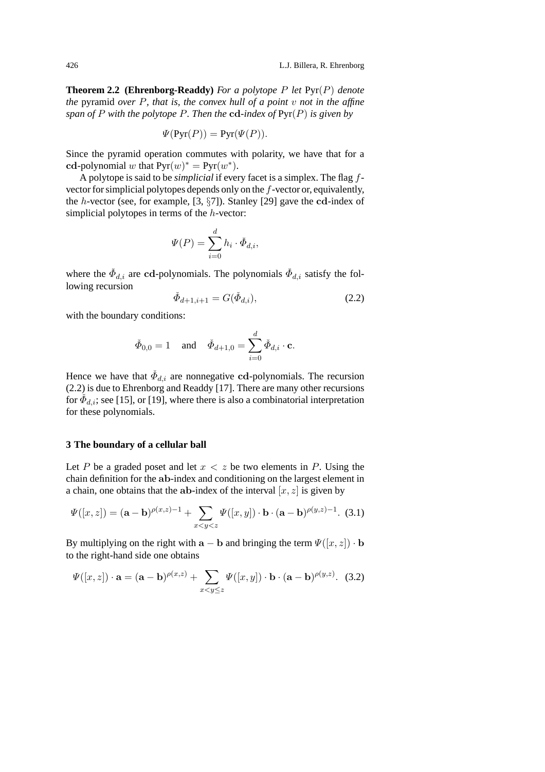**Theorem 2.2 (Ehrenborg-Readdy)** *For a polytope $P$ let $\mathrm{Pyr}(P)$ denote the* pyramid *over $P$, that is, the convex hull of a point $v$ not in the affine span of $P$ with the polytope $P$. Then the $\mathbf{cd}$-index of $\mathrm{Pyr}(P)$ is given by*

$$\Psi(\mathrm{Pyr}(P)) = \mathrm{Pyr}(\Psi(P)).$$

Since the pyramid operation commutes with polarity, we have that for a $\mathbf{cd}$-polynomial $w$ that $\mathrm{Pyr}(w)^* = \mathrm{Pyr}(w^*)$.

A polytope is said to be *simplicial* if every facet is a simplex. The flag $f$-vector for simplicial polytopes depends only on the $f$-vector or, equivalently, the $h$-vector (see, for example, [3, §7]). Stanley [29] gave the $\mathbf{cd}$-index of simplicial polytopes in terms of the $h$-vector:

$$\Psi(P) = \sum_{i=0}^{d} h_i \cdot \check{\Phi}_{d,i},$$

where the $\check{\Phi}_{d,i}$ are $\mathbf{cd}$-polynomials. The polynomials $\check{\Phi}_{d,i}$ satisfy the following recursion

$$\check{\Phi}_{d+1,i+1} = G(\check{\Phi}_{d,i}), \tag{2.2}$$

with the boundary conditions:

$$\check{\Phi}_{0,0} = 1 \quad \text{and} \quad \check{\Phi}_{d+1,0} = \sum_{i=0}^{d} \check{\Phi}_{d,i} \cdot \mathbf{c}.$$

Hence we have that $\check{\Phi}_{d,i}$ are nonnegative $\mathbf{cd}$-polynomials. The recursion (2.2) is due to Ehrenborg and Readdy [17]. There are many other recursions for $\check{\Phi}_{d,i}$; see [15], or [19], where there is also a combinatorial interpretation for these polynomials.

## 3 The boundary of a cellular ball

Let $P$ be a graded poset and let $x < z$ be two elements in $P$. Using the chain definition for the $\mathbf{ab}$-index and conditioning on the largest element in a chain, one obtains that the $\mathbf{ab}$-index of the interval $[x,z]$ is given by

$$\Psi([x,z]) = (\mathbf{a}-\mathbf{b})^{\rho(x,z)-1} + \sum_{x<y<z} \Psi([x,y]) \cdot \mathbf{b} \cdot (\mathbf{a}-\mathbf{b})^{\rho(y,z)-1}. \tag{3.1}$$

By multiplying on the right with $\mathbf{a}-\mathbf{b}$ and bringing the term $\Psi([x,z]) \cdot \mathbf{b}$ to the right-hand side one obtains

$$\Psi([x,z]) \cdot \mathbf{a} = (\mathbf{a}-\mathbf{b})^{\rho(x,z)} + \sum_{x<y\leq z} \Psi([x,y]) \cdot \mathbf{b} \cdot (\mathbf{a}-\mathbf{b})^{\rho(y,z)}. \tag{3.2}$$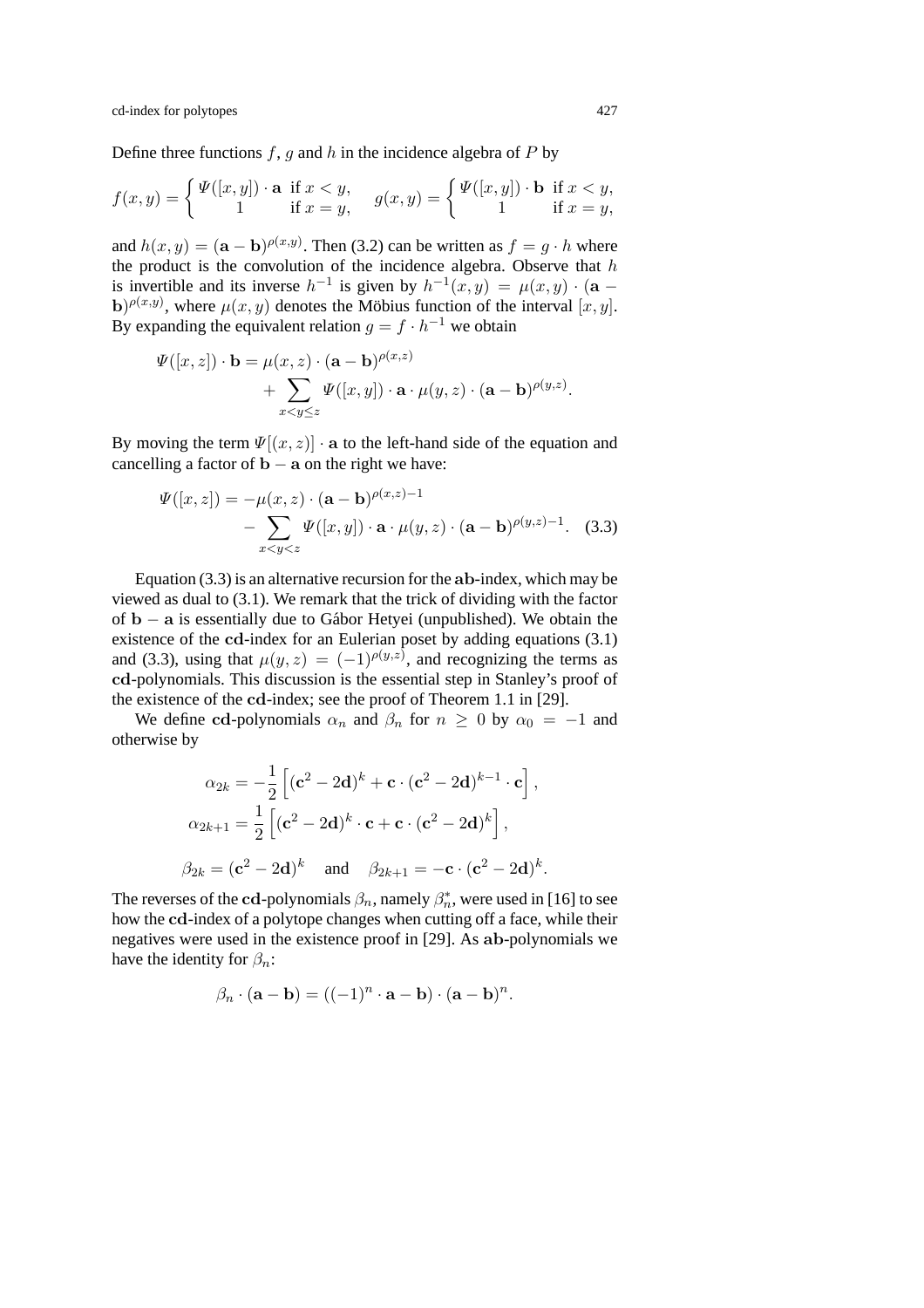Define three functions $f$, $g$ and $h$ in the incidence algebra of $P$ by

$$f(x,y) = \begin{cases} \Psi([x,y]) \cdot \mathbf{a} & \text{if } x < y, \\ 1 & \text{if } x = y, \end{cases} \qquad g(x,y) = \begin{cases} \Psi([x,y]) \cdot \mathbf{b} & \text{if } x < y, \\ 1 & \text{if } x = y, \end{cases}$$

and $h(x,y) = (\mathbf{a} - \mathbf{b})^{\rho(x,y)}$. Then (3.2) can be written as $f = g \cdot h$ where the product is the convolution of the incidence algebra. Observe that $h$ is invertible and its inverse $h^{-1}$ is given by $h^{-1}(x,y) = \mu(x,y) \cdot (\mathbf{a} - \mathbf{b})^{\rho(x,y)}$, where $\mu(x,y)$ denotes the Möbius function of the interval $[x,y]$. By expanding the equivalent relation $g = f \cdot h^{-1}$ we obtain

$$\Psi([x,z]) \cdot \mathbf{b} = \mu(x,z) \cdot (\mathbf{a} - \mathbf{b})^{\rho(x,z)} + \sum_{x < y \leq z} \Psi([x,y]) \cdot \mathbf{a} \cdot \mu(y,z) \cdot (\mathbf{a} - \mathbf{b})^{\rho(y,z)}.$$

By moving the term $\Psi[(x,z)] \cdot \mathbf{a}$ to the left-hand side of the equation and cancelling a factor of $\mathbf{b} - \mathbf{a}$ on the right we have:

$$\Psi([x,z]) = -\mu(x,z) \cdot (\mathbf{a} - \mathbf{b})^{\rho(x,z)-1} - \sum_{x < y < z} \Psi([x,y]) \cdot \mathbf{a} \cdot \mu(y,z) \cdot (\mathbf{a} - \mathbf{b})^{\rho(y,z)-1}. \quad (3.3)$$

Equation (3.3) is an alternative recursion for the $\mathbf{ab}$-index, which may be viewed as dual to (3.1). We remark that the trick of dividing with the factor of $\mathbf{b} - \mathbf{a}$ is essentially due to Gábor Hetyei (unpublished). We obtain the existence of the $\mathbf{cd}$-index for an Eulerian poset by adding equations (3.1) and (3.3), using that $\mu(y,z) = (-1)^{\rho(y,z)}$, and recognizing the terms as $\mathbf{cd}$-polynomials. This discussion is the essential step in Stanley's proof of the existence of the $\mathbf{cd}$-index; see the proof of Theorem 1.1 in [29].

We define $\mathbf{cd}$-polynomials $\alpha_n$ and $\beta_n$ for $n \geq 0$ by $\alpha_0 = -1$ and otherwise by

$$\alpha_{2k} = -\frac{1}{2}\left[(\mathbf{c}^2 - 2\mathbf{d})^k + \mathbf{c} \cdot (\mathbf{c}^2 - 2\mathbf{d})^{k-1} \cdot \mathbf{c}\right],$$

$$\alpha_{2k+1} = \frac{1}{2}\left[(\mathbf{c}^2 - 2\mathbf{d})^k \cdot \mathbf{c} + \mathbf{c} \cdot (\mathbf{c}^2 - 2\mathbf{d})^k\right],$$

$$\beta_{2k} = (\mathbf{c}^2 - 2\mathbf{d})^k \quad \text{and} \quad \beta_{2k+1} = -\mathbf{c} \cdot (\mathbf{c}^2 - 2\mathbf{d})^k.$$

The reverses of the $\mathbf{cd}$-polynomials $\beta_n$, namely $\beta_n^*$, were used in [16] to see how the $\mathbf{cd}$-index of a polytope changes when cutting off a face, while their negatives were used in the existence proof in [29]. As $\mathbf{ab}$-polynomials we have the identity for $\beta_n$:

$$\beta_n \cdot (\mathbf{a} - \mathbf{b}) = ((-1)^n \cdot \mathbf{a} - \mathbf{b}) \cdot (\mathbf{a} - \mathbf{b})^n.$$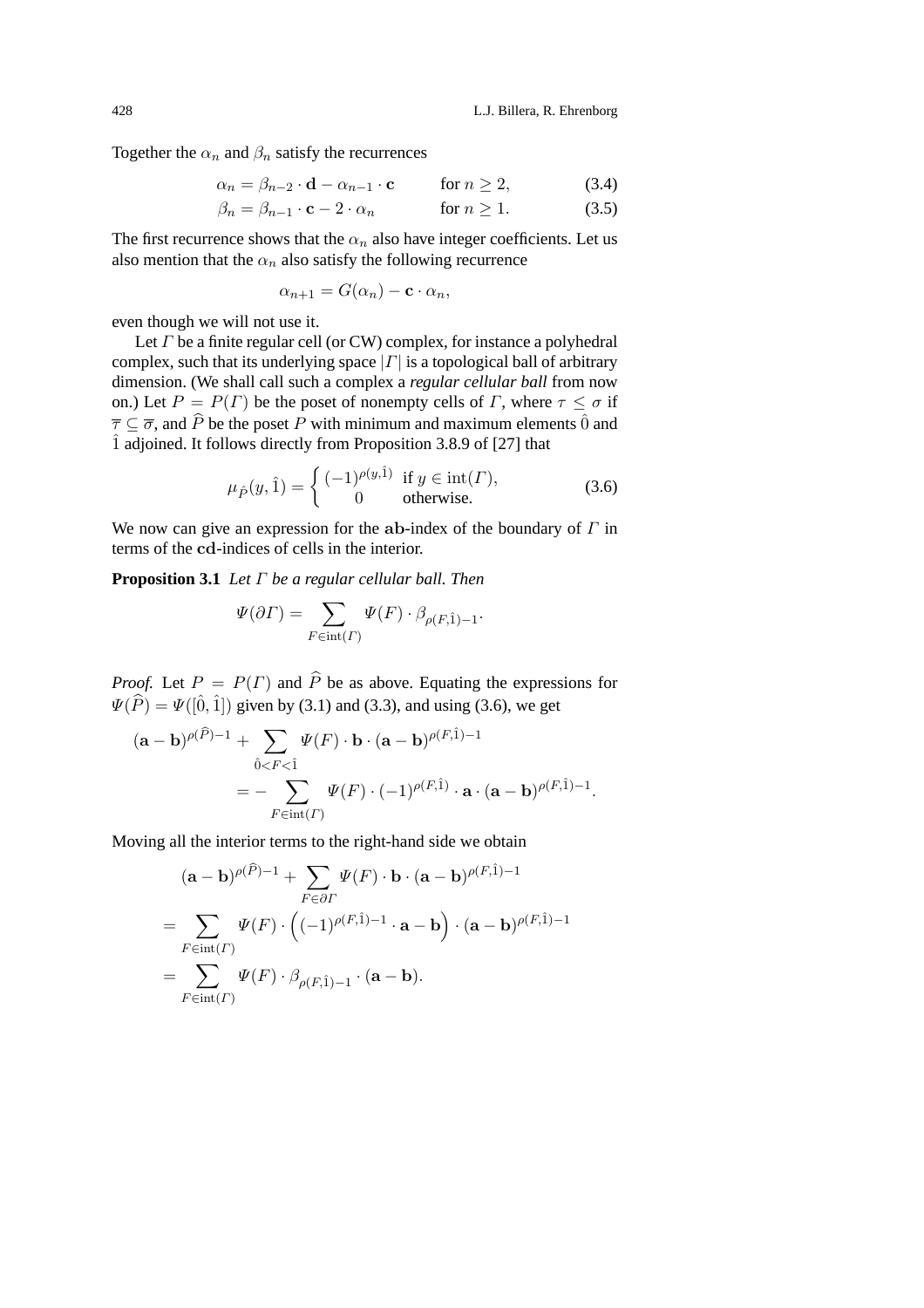Together the $\alpha_n$ and $\beta_n$ satisfy the recurrences

$$\alpha_n = \beta_{n-2} \cdot \mathbf{d} - \alpha_{n-1} \cdot \mathbf{c} \qquad \text{for } n \geq 2, \tag{3.4}$$

$$\beta_n = \beta_{n-1} \cdot \mathbf{c} - 2 \cdot \alpha_n \qquad \text{for } n \geq 1. \tag{3.5}$$

The first recurrence shows that the $\alpha_n$ also have integer coefficients. Let us also mention that the $\alpha_n$ also satisfy the following recurrence

$$\alpha_{n+1} = G(\alpha_n) - \mathbf{c} \cdot \alpha_n,$$

even though we will not use it.

Let $\Gamma$ be a finite regular cell (or CW) complex, for instance a polyhedral complex, such that its underlying space $|\Gamma|$ is a topological ball of arbitrary dimension. (We shall call such a complex a *regular cellular ball* from now on.) Let $P = P(\Gamma)$ be the poset of nonempty cells of $\Gamma$, where $\tau \leq \sigma$ if $\overline{\tau} \subseteq \overline{\sigma}$, and $\widehat{P}$ be the poset $P$ with minimum and maximum elements $\hat{0}$ and $\hat{1}$ adjoined. It follows directly from Proposition 3.8.9 of [27] that

$$\mu_{\hat{P}}(y, \hat{1}) = \begin{cases} (-1)^{\rho(y,\hat{1})} & \text{if } y \in \operatorname{int}(\Gamma), \\ 0 & \text{otherwise.} \end{cases} \tag{3.6}$$

We now can give an expression for the $\mathbf{ab}$-index of the boundary of $\Gamma$ in terms of the $\mathbf{cd}$-indices of cells in the interior.

**Proposition 3.1** *Let $\Gamma$ be a regular cellular ball. Then*

$$\Psi(\partial\Gamma) = \sum_{F \in \operatorname{int}(\Gamma)} \Psi(F) \cdot \beta_{\rho(F,\hat{1})-1}.$$

*Proof.* Let $P = P(\Gamma)$ and $\widehat{P}$ be as above. Equating the expressions for $\Psi(\widehat{P}) = \Psi([\hat{0}, \hat{1}])$ given by (3.1) and (3.3), and using (3.6), we get

$$(\mathbf{a} - \mathbf{b})^{\rho(\widehat{P})-1} + \sum_{\hat{0} < F < \hat{1}} \Psi(F) \cdot \mathbf{b} \cdot (\mathbf{a} - \mathbf{b})^{\rho(F,\hat{1})-1}$$
$$= - \sum_{F \in \operatorname{int}(\Gamma)} \Psi(F) \cdot (-1)^{\rho(F,\hat{1})} \cdot \mathbf{a} \cdot (\mathbf{a} - \mathbf{b})^{\rho(F,\hat{1})-1}.$$

Moving all the interior terms to the right-hand side we obtain

$$(\mathbf{a} - \mathbf{b})^{\rho(\widehat{P})-1} + \sum_{F \in \partial\Gamma} \Psi(F) \cdot \mathbf{b} \cdot (\mathbf{a} - \mathbf{b})^{\rho(F,\hat{1})-1}$$
$$= \sum_{F \in \operatorname{int}(\Gamma)} \Psi(F) \cdot \left( (-1)^{\rho(F,\hat{1})-1} \cdot \mathbf{a} - \mathbf{b} \right) \cdot (\mathbf{a} - \mathbf{b})^{\rho(F,\hat{1})-1}$$
$$= \sum_{F \in \operatorname{int}(\Gamma)} \Psi(F) \cdot \beta_{\rho(F,\hat{1})-1} \cdot (\mathbf{a} - \mathbf{b}).$$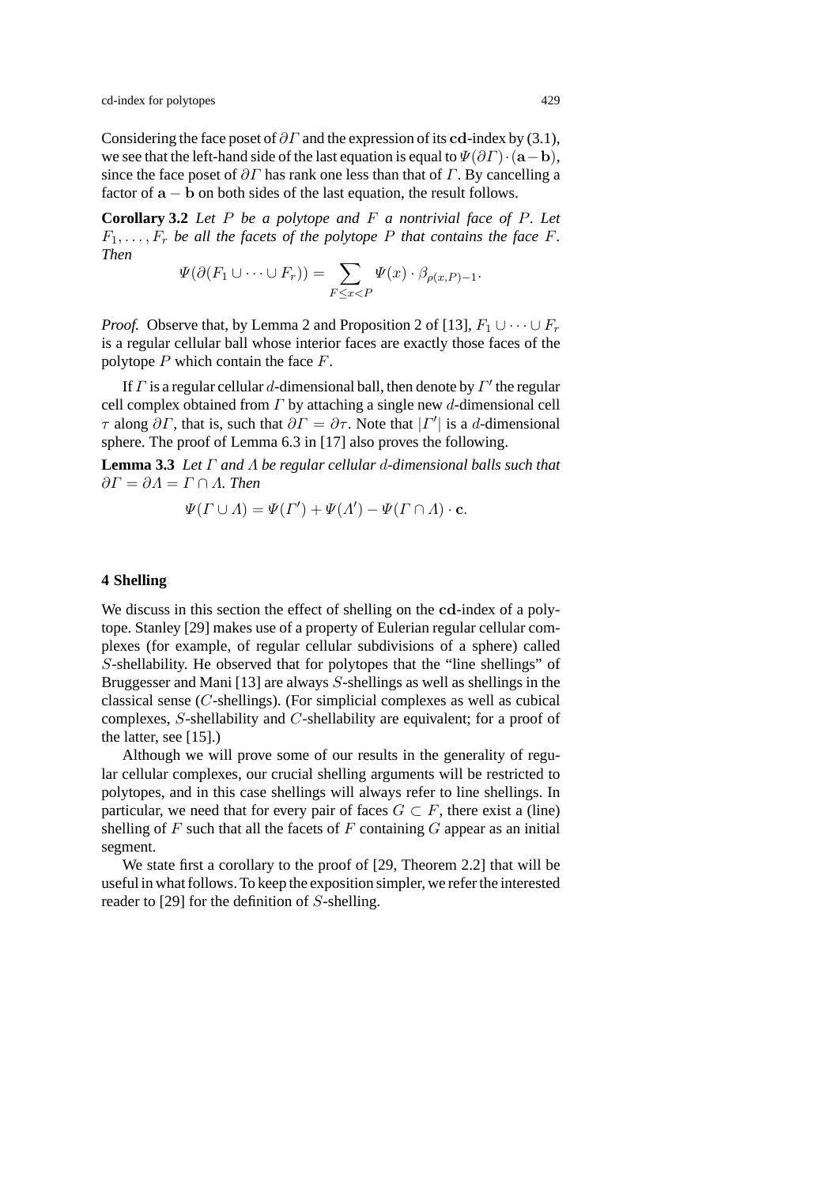Considering the face poset of $\partial\Gamma$ and the expression of its **cd**-index by (3.1), we see that the left-hand side of the last equation is equal to $\Psi(\partial\Gamma)\cdot(\mathbf{a}-\mathbf{b})$, since the face poset of $\partial\Gamma$ has rank one less than that of $\Gamma$. By cancelling a factor of $\mathbf{a}-\mathbf{b}$ on both sides of the last equation, the result follows.

**Corollary 3.2** *Let $P$ be a polytope and $F$ a nontrivial face of $P$. Let $F_1, \ldots, F_r$ be all the facets of the polytope $P$ that contains the face $F$. Then*

$$\Psi(\partial(F_1 \cup \cdots \cup F_r)) = \sum_{F \leq x < P} \Psi(x) \cdot \beta_{\rho(x,P)-1}.$$

*Proof.* Observe that, by Lemma 2 and Proposition 2 of [13], $F_1 \cup \cdots \cup F_r$ is a regular cellular ball whose interior faces are exactly those faces of the polytope $P$ which contain the face $F$.

If $\Gamma$ is a regular cellular $d$-dimensional ball, then denote by $\Gamma'$ the regular cell complex obtained from $\Gamma$ by attaching a single new $d$-dimensional cell $\tau$ along $\partial\Gamma$, that is, such that $\partial\Gamma = \partial\tau$. Note that $|\Gamma'|$ is a $d$-dimensional sphere. The proof of Lemma 6.3 in [17] also proves the following.

**Lemma 3.3** *Let $\Gamma$ and $\Lambda$ be regular cellular $d$-dimensional balls such that $\partial\Gamma = \partial\Lambda = \Gamma \cap \Lambda$. Then*

$$\Psi(\Gamma \cup \Lambda) = \Psi(\Gamma') + \Psi(\Lambda') - \Psi(\Gamma \cap \Lambda) \cdot \mathbf{c}.$$

## 4 Shelling

We discuss in this section the effect of shelling on the **cd**-index of a polytope. Stanley [29] makes use of a property of Eulerian regular cellular complexes (for example, of regular cellular subdivisions of a sphere) called $S$-shellability. He observed that for polytopes that the "line shellings" of Bruggesser and Mani [13] are always $S$-shellings as well as shellings in the classical sense ($C$-shellings). (For simplicial complexes as well as cubical complexes, $S$-shellability and $C$-shellability are equivalent; for a proof of the latter, see [15].)

Although we will prove some of our results in the generality of regular cellular complexes, our crucial shelling arguments will be restricted to polytopes, and in this case shellings will always refer to line shellings. In particular, we need that for every pair of faces $G \subset F$, there exist a (line) shelling of $F$ such that all the facets of $F$ containing $G$ appear as an initial segment.

We state first a corollary to the proof of [29, Theorem 2.2] that will be useful in what follows. To keep the exposition simpler, we refer the interested reader to [29] for the definition of $S$-shelling.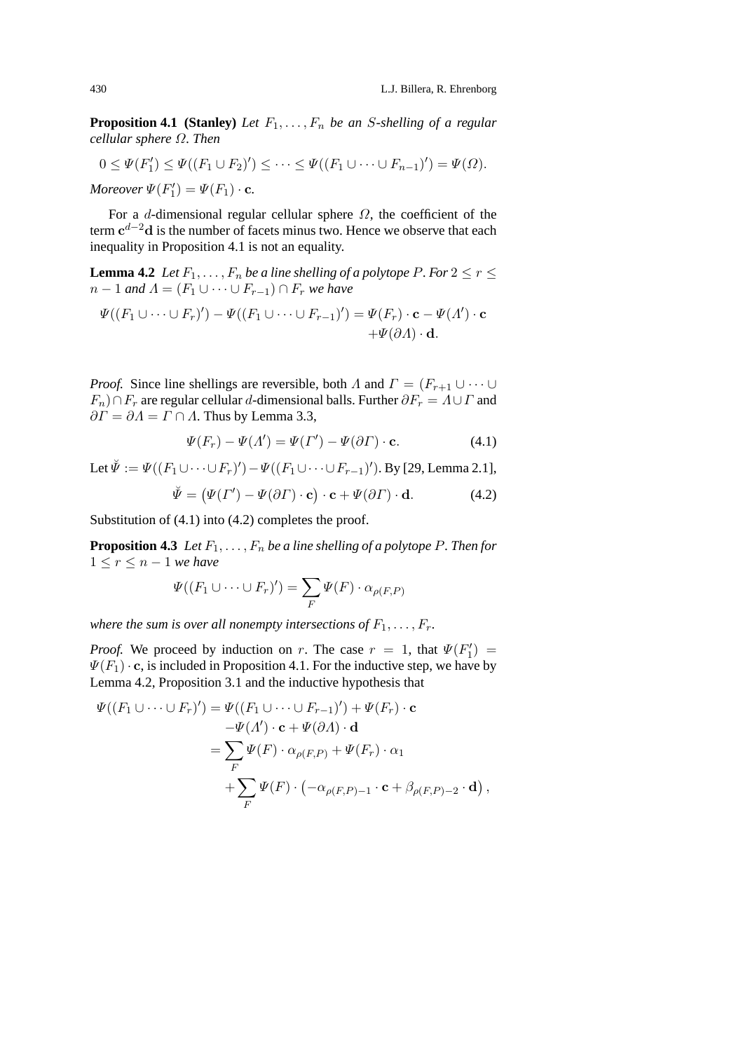**Proposition 4.1 (Stanley)** *Let $F_1, \ldots, F_n$ be an $S$-shelling of a regular cellular sphere $\Omega$. Then*

$$0 \leq \Psi(F_1') \leq \Psi((F_1 \cup F_2)') \leq \cdots \leq \Psi((F_1 \cup \cdots \cup F_{n-1})') = \Psi(\Omega).$$

*Moreover $\Psi(F_1') = \Psi(F_1) \cdot \mathbf{c}$.*

For a $d$-dimensional regular cellular sphere $\Omega$, the coefficient of the term $\mathbf{c}^{d-2}\mathbf{d}$ is the number of facets minus two. Hence we observe that each inequality in Proposition 4.1 is not an equality.

**Lemma 4.2** *Let $F_1, \ldots, F_n$ be a line shelling of a polytope $P$. For $2 \leq r \leq n-1$ and $\Lambda = (F_1 \cup \cdots \cup F_{r-1}) \cap F_r$ we have*

$$\Psi((F_1 \cup \cdots \cup F_r)') - \Psi((F_1 \cup \cdots \cup F_{r-1})') = \Psi(F_r) \cdot \mathbf{c} - \Psi(\Lambda') \cdot \mathbf{c} + \Psi(\partial \Lambda) \cdot \mathbf{d}.$$

*Proof.* Since line shellings are reversible, both $\Lambda$ and $\Gamma = (F_{r+1} \cup \cdots \cup F_n) \cap F_r$ are regular cellular $d$-dimensional balls. Further $\partial F_r = \Lambda \cup \Gamma$ and $\partial \Gamma = \partial \Lambda = \Gamma \cap \Lambda$. Thus by Lemma 3.3,

$$\Psi(F_r) - \Psi(\Lambda') = \Psi(\Gamma') - \Psi(\partial \Gamma) \cdot \mathbf{c}. \tag{4.1}$$

Let $\breve{\Psi} := \Psi((F_1 \cup \cdots \cup F_r)') - \Psi((F_1 \cup \cdots \cup F_{r-1})')$. By [29, Lemma 2.1],

$$\breve{\Psi} = \left(\Psi(\Gamma') - \Psi(\partial \Gamma) \cdot \mathbf{c}\right) \cdot \mathbf{c} + \Psi(\partial \Gamma) \cdot \mathbf{d}. \tag{4.2}$$

Substitution of (4.1) into (4.2) completes the proof.

**Proposition 4.3** *Let $F_1, \ldots, F_n$ be a line shelling of a polytope $P$. Then for $1 \leq r \leq n-1$ we have*

$$\Psi((F_1 \cup \cdots \cup F_r)') = \sum_F \Psi(F) \cdot \alpha_{\rho(F,P)}$$

*where the sum is over all nonempty intersections of $F_1, \ldots, F_r$.*

*Proof.* We proceed by induction on $r$. The case $r = 1$, that $\Psi(F_1') = \Psi(F_1) \cdot \mathbf{c}$, is included in Proposition 4.1. For the inductive step, we have by Lemma 4.2, Proposition 3.1 and the inductive hypothesis that

$$\begin{aligned}
\Psi((F_1 \cup \cdots \cup F_r)') &= \Psi((F_1 \cup \cdots \cup F_{r-1})') + \Psi(F_r) \cdot \mathbf{c} \\
&\quad - \Psi(\Lambda') \cdot \mathbf{c} + \Psi(\partial \Lambda) \cdot \mathbf{d} \\
&= \sum_F \Psi(F) \cdot \alpha_{\rho(F,P)} + \Psi(F_r) \cdot \alpha_1 \\
&\quad + \sum_F \Psi(F) \cdot \left(-\alpha_{\rho(F,P)-1} \cdot \mathbf{c} + \beta_{\rho(F,P)-2} \cdot \mathbf{d}\right),
\end{aligned}$$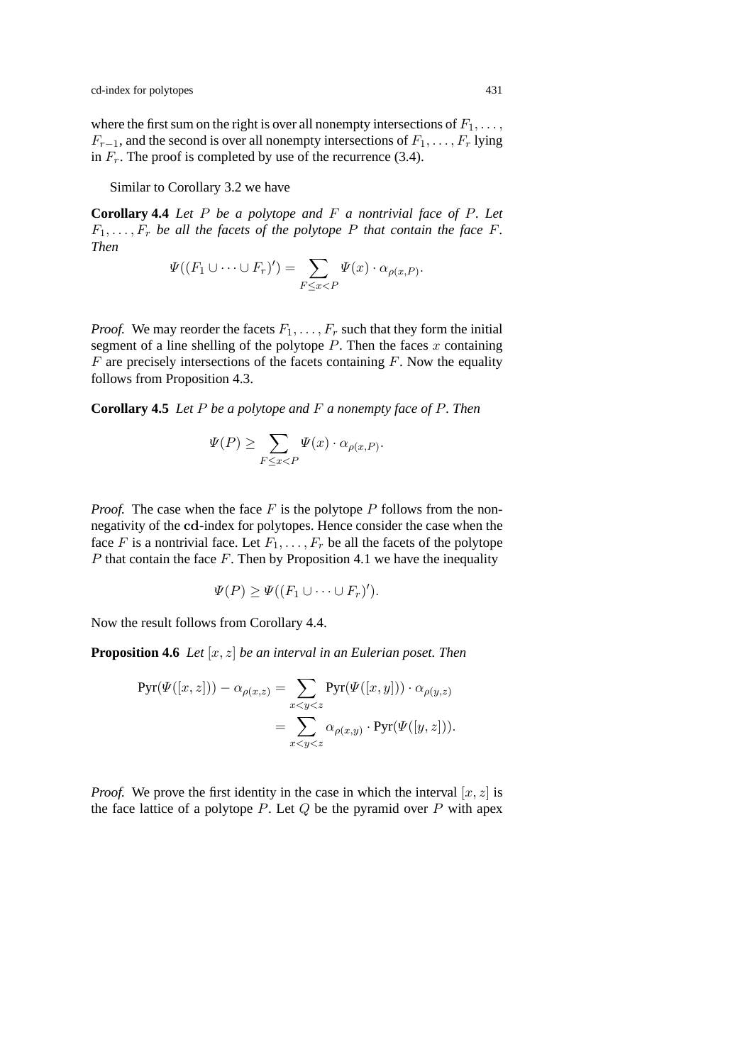where the first sum on the right is over all nonempty intersections of $F_1, \ldots, F_{r-1}$, and the second is over all nonempty intersections of $F_1, \ldots, F_r$ lying in $F_r$. The proof is completed by use of the recurrence (3.4).

Similar to Corollary 3.2 we have

**Corollary 4.4** *Let $P$ be a polytope and $F$ a nontrivial face of $P$. Let $F_1, \ldots, F_r$ be all the facets of the polytope $P$ that contain the face $F$. Then*

$$\Psi((F_1 \cup \cdots \cup F_r)') = \sum_{F \leq x < P} \Psi(x) \cdot \alpha_{\rho(x,P)}.$$

*Proof.* We may reorder the facets $F_1, \ldots, F_r$ such that they form the initial segment of a line shelling of the polytope $P$. Then the faces $x$ containing $F$ are precisely intersections of the facets containing $F$. Now the equality follows from Proposition 4.3.

**Corollary 4.5** *Let $P$ be a polytope and $F$ a nonempty face of $P$. Then*

$$\Psi(P) \geq \sum_{F \leq x < P} \Psi(x) \cdot \alpha_{\rho(x,P)}.$$

*Proof.* The case when the face $F$ is the polytope $P$ follows from the non-negativity of the $\mathbf{cd}$-index for polytopes. Hence consider the case when the face $F$ is a nontrivial face. Let $F_1, \ldots, F_r$ be all the facets of the polytope $P$ that contain the face $F$. Then by Proposition 4.1 we have the inequality

$$\Psi(P) \geq \Psi((F_1 \cup \cdots \cup F_r)').$$

Now the result follows from Corollary 4.4.

**Proposition 4.6** *Let $[x, z]$ be an interval in an Eulerian poset. Then*

$$\begin{aligned}
\mathrm{Pyr}(\Psi([x,z])) - \alpha_{\rho(x,z)} &= \sum_{x<y<z} \mathrm{Pyr}(\Psi([x,y])) \cdot \alpha_{\rho(y,z)} \\
&= \sum_{x<y<z} \alpha_{\rho(x,y)} \cdot \mathrm{Pyr}(\Psi([y,z])).
\end{aligned}$$

*Proof.* We prove the first identity in the case in which the interval $[x, z]$ is the face lattice of a polytope $P$. Let $Q$ be the pyramid over $P$ with apex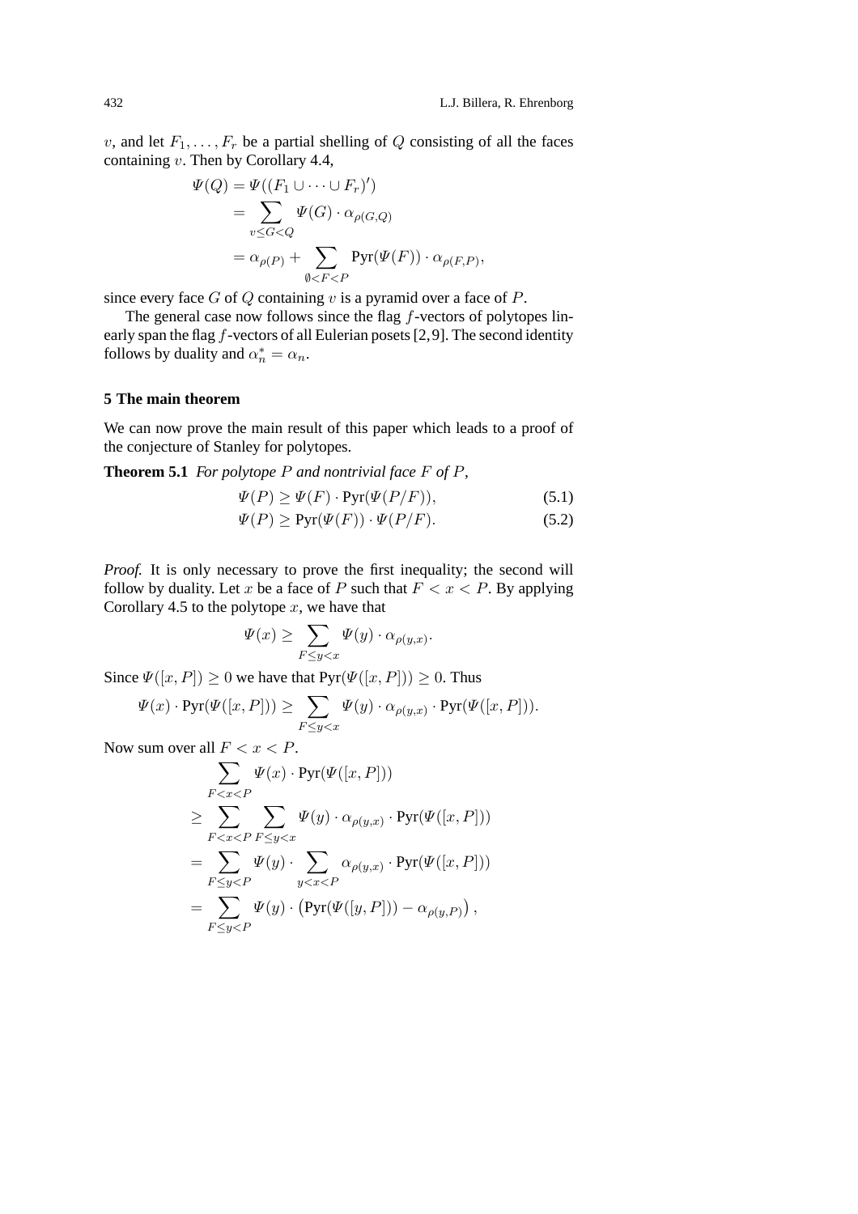$v$, and let $F_1, \ldots, F_r$ be a partial shelling of $Q$ consisting of all the faces containing $v$. Then by Corollary 4.4,

$$
\begin{aligned}
\Psi(Q) &= \Psi((F_1 \cup \cdots \cup F_r)') \\
&= \sum_{v \leq G < Q} \Psi(G) \cdot \alpha_{\rho(G,Q)} \\
&= \alpha_{\rho(P)} + \sum_{\emptyset < F < P} \mathrm{Pyr}(\Psi(F)) \cdot \alpha_{\rho(F,P)},
\end{aligned}
$$

since every face $G$ of $Q$ containing $v$ is a pyramid over a face of $P$.

The general case now follows since the flag $f$-vectors of polytopes linearly span the flag $f$-vectors of all Eulerian posets [2, 9]. The second identity follows by duality and $\alpha_n^* = \alpha_n$.

## 5 The main theorem

We can now prove the main result of this paper which leads to a proof of the conjecture of Stanley for polytopes.

**Theorem 5.1** *For polytope $P$ and nontrivial face $F$ of $P$,*

$$\Psi(P) \geq \Psi(F) \cdot \mathrm{Pyr}(\Psi(P/F)), \tag{5.1}$$

$$\Psi(P) \geq \mathrm{Pyr}(\Psi(F)) \cdot \Psi(P/F). \tag{5.2}$$

*Proof.* It is only necessary to prove the first inequality; the second will follow by duality. Let $x$ be a face of $P$ such that $F < x < P$. By applying Corollary 4.5 to the polytope $x$, we have that

$$\Psi(x) \geq \sum_{F \leq y < x} \Psi(y) \cdot \alpha_{\rho(y,x)}.$$

Since $\Psi([x, P]) \geq 0$ we have that $\mathrm{Pyr}(\Psi([x, P])) \geq 0$. Thus

$$\Psi(x) \cdot \mathrm{Pyr}(\Psi([x, P])) \geq \sum_{F \leq y < x} \Psi(y) \cdot \alpha_{\rho(y,x)} \cdot \mathrm{Pyr}(\Psi([x, P])).$$

Now sum over all $F < x < P$.

$$
\begin{aligned}
&\sum_{F < x < P} \Psi(x) \cdot \mathrm{Pyr}(\Psi([x, P])) \\
&\geq \sum_{F < x < P} \sum_{F \leq y < x} \Psi(y) \cdot \alpha_{\rho(y,x)} \cdot \mathrm{Pyr}(\Psi([x, P])) \\
&= \sum_{F \leq y < P} \Psi(y) \cdot \sum_{y < x < P} \alpha_{\rho(y,x)} \cdot \mathrm{Pyr}(\Psi([x, P])) \\
&= \sum_{F \leq y < P} \Psi(y) \cdot \left( \mathrm{Pyr}(\Psi([y, P])) - \alpha_{\rho(y,P)} \right),
\end{aligned}
$$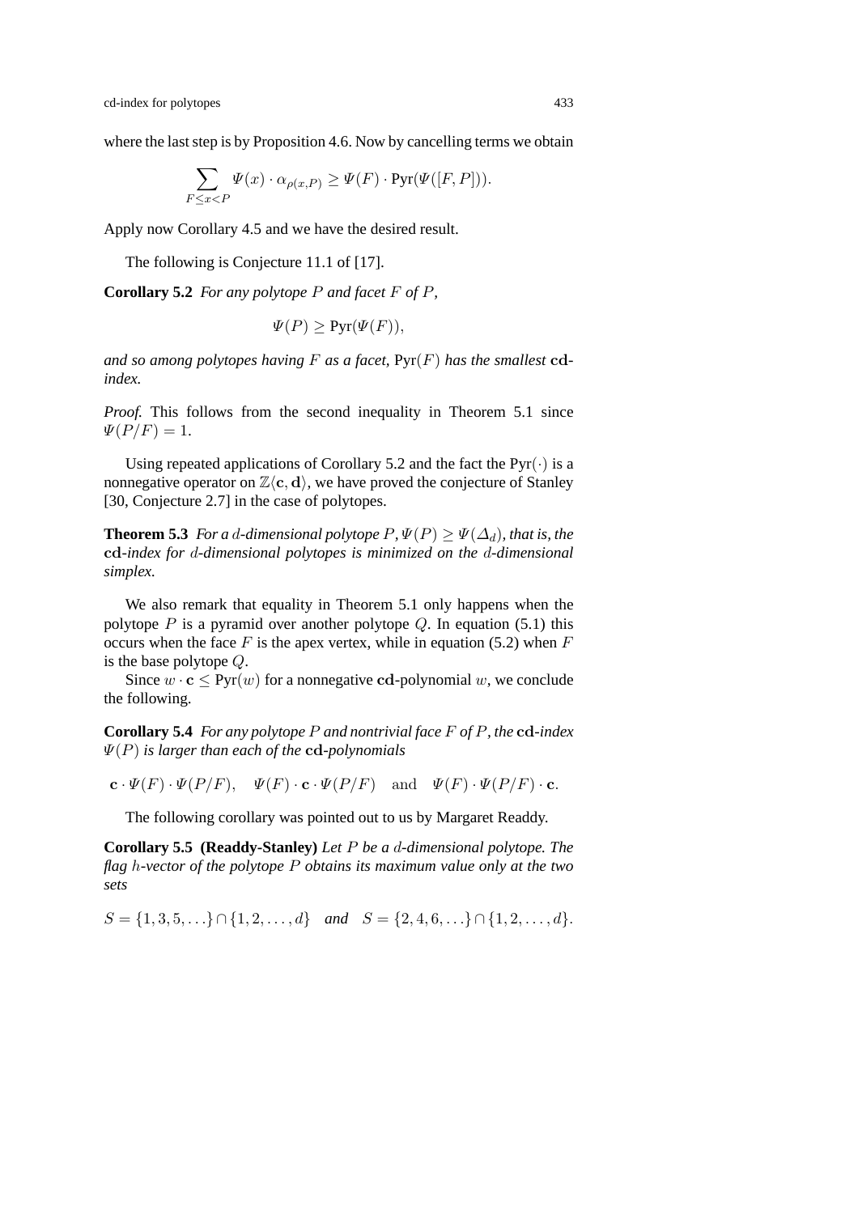where the last step is by Proposition 4.6. Now by cancelling terms we obtain

$$\sum_{F \leq x < P} \Psi(x) \cdot \alpha_{\rho(x,P)} \geq \Psi(F) \cdot \mathrm{Pyr}(\Psi([F,P])).$$

Apply now Corollary 4.5 and we have the desired result.

The following is Conjecture 11.1 of [17].

**Corollary 5.2** *For any polytope $P$ and facet $F$ of $P$,*

$$\Psi(P) \geq \mathrm{Pyr}(\Psi(F)),$$

*and so among polytopes having $F$ as a facet,* $\mathrm{Pyr}(F)$ *has the smallest* $\mathbf{cd}$*-index.*

*Proof.* This follows from the second inequality in Theorem 5.1 since $\Psi(P/F) = 1$.

Using repeated applications of Corollary 5.2 and the fact the $\mathrm{Pyr}(\cdot)$ is a nonnegative operator on $\mathbb{Z}\langle \mathbf{c}, \mathbf{d} \rangle$, we have proved the conjecture of Stanley [30, Conjecture 2.7] in the case of polytopes.

**Theorem 5.3** *For a $d$-dimensional polytope $P$, $\Psi(P) \geq \Psi(\Delta_d)$, that is, the* $\mathbf{cd}$*-index for $d$-dimensional polytopes is minimized on the $d$-dimensional simplex.*

We also remark that equality in Theorem 5.1 only happens when the polytope $P$ is a pyramid over another polytope $Q$. In equation (5.1) this occurs when the face $F$ is the apex vertex, while in equation (5.2) when $F$ is the base polytope $Q$.

Since $w \cdot \mathbf{c} \leq \mathrm{Pyr}(w)$ for a nonnegative $\mathbf{cd}$-polynomial $w$, we conclude the following.

**Corollary 5.4** *For any polytope $P$ and nontrivial face $F$ of $P$, the* $\mathbf{cd}$*-index $\Psi(P)$ is larger than each of the* $\mathbf{cd}$*-polynomials*

$$\mathbf{c} \cdot \Psi(F) \cdot \Psi(P/F), \quad \Psi(F) \cdot \mathbf{c} \cdot \Psi(P/F) \quad \text{and} \quad \Psi(F) \cdot \Psi(P/F) \cdot \mathbf{c}.$$

The following corollary was pointed out to us by Margaret Readdy.

**Corollary 5.5 (Readdy-Stanley)** *Let $P$ be a $d$-dimensional polytope. The flag $h$-vector of the polytope $P$ obtains its maximum value only at the two sets*

$$S = \{1, 3, 5, \ldots\} \cap \{1, 2, \ldots, d\} \quad \textit{and} \quad S = \{2, 4, 6, \ldots\} \cap \{1, 2, \ldots, d\}.$$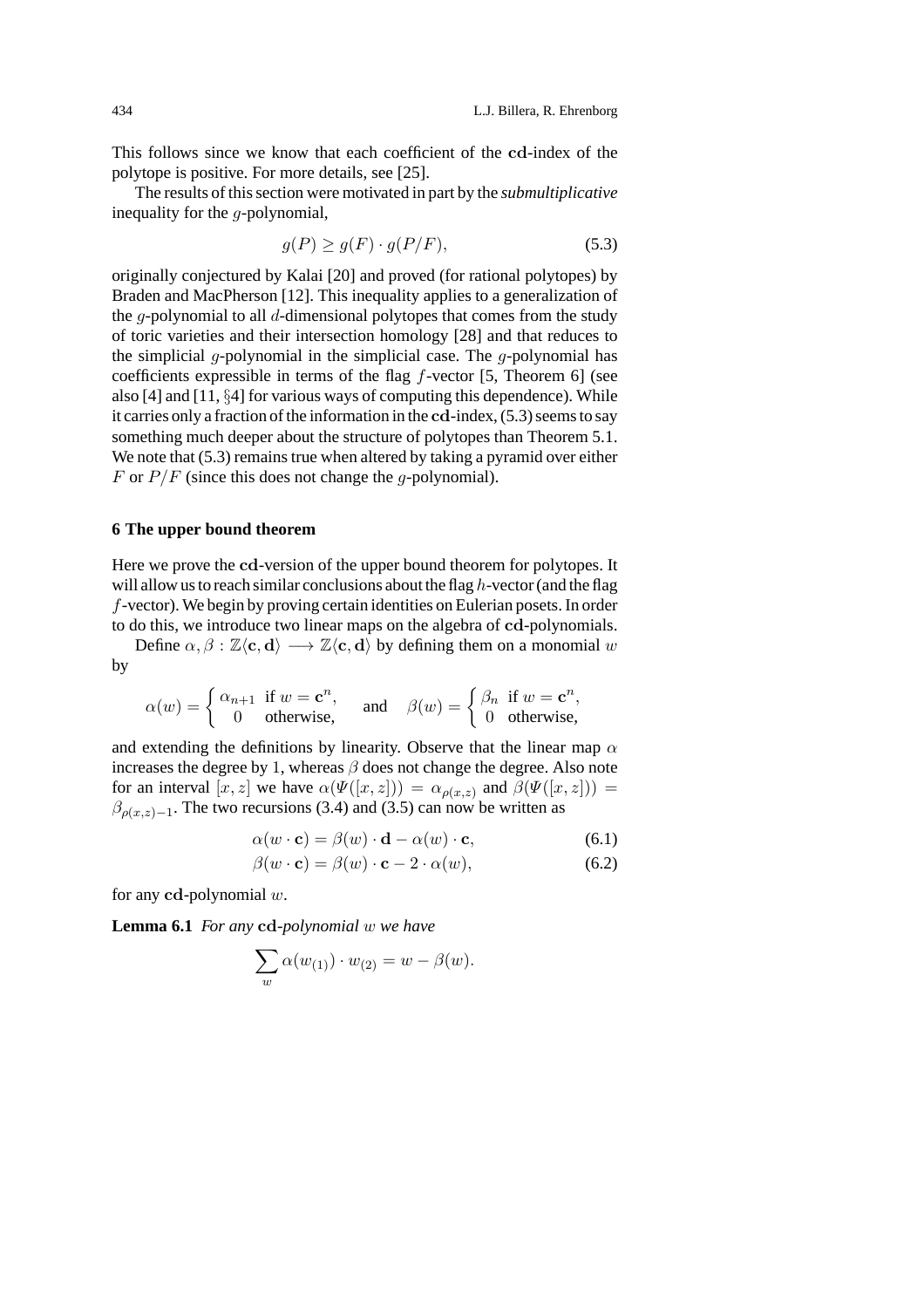This follows since we know that each coefficient of the **cd**-index of the polytope is positive. For more details, see [25].

The results of this section were motivated in part by the *submultiplicative* inequality for the $g$-polynomial,

$$g(P) \geq g(F) \cdot g(P/F), \tag{5.3}$$

originally conjectured by Kalai [20] and proved (for rational polytopes) by Braden and MacPherson [12]. This inequality applies to a generalization of the $g$-polynomial to all $d$-dimensional polytopes that comes from the study of toric varieties and their intersection homology [28] and that reduces to the simplicial $g$-polynomial in the simplicial case. The $g$-polynomial has coefficients expressible in terms of the flag $f$-vector [5, Theorem 6] (see also [4] and [11, §4] for various ways of computing this dependence). While it carries only a fraction of the information in the **cd**-index, (5.3) seems to say something much deeper about the structure of polytopes than Theorem 5.1. We note that (5.3) remains true when altered by taking a pyramid over either $F$ or $P/F$ (since this does not change the $g$-polynomial).

## 6 The upper bound theorem

Here we prove the **cd**-version of the upper bound theorem for polytopes. It will allow us to reach similar conclusions about the flag $h$-vector (and the flag $f$-vector). We begin by proving certain identities on Eulerian posets. In order to do this, we introduce two linear maps on the algebra of **cd**-polynomials.

Define $\alpha, \beta : \mathbb{Z}\langle \mathbf{c}, \mathbf{d} \rangle \longrightarrow \mathbb{Z}\langle \mathbf{c}, \mathbf{d} \rangle$ by defining them on a monomial $w$ by

$$\alpha(w) = \begin{cases} \alpha_{n+1} & \text{if } w = \mathbf{c}^n, \\ 0 & \text{otherwise,} \end{cases} \quad \text{and} \quad \beta(w) = \begin{cases} \beta_n & \text{if } w = \mathbf{c}^n, \\ 0 & \text{otherwise,} \end{cases}$$

and extending the definitions by linearity. Observe that the linear map $\alpha$ increases the degree by 1, whereas $\beta$ does not change the degree. Also note for an interval $[x, z]$ we have $\alpha(\Psi([x, z])) = \alpha_{\rho(x,z)}$ and $\beta(\Psi([x, z])) = \beta_{\rho(x,z)-1}$. The two recursions (3.4) and (3.5) can now be written as

$$\alpha(w \cdot \mathbf{c}) = \beta(w) \cdot \mathbf{d} - \alpha(w) \cdot \mathbf{c}, \tag{6.1}$$

$$\beta(w \cdot \mathbf{c}) = \beta(w) \cdot \mathbf{c} - 2 \cdot \alpha(w), \tag{6.2}$$

for any **cd**-polynomial $w$.

**Lemma 6.1** *For any* **cd**-*polynomial* $w$ *we have*

$$\sum_{w} \alpha(w_{(1)}) \cdot w_{(2)} = w - \beta(w).$$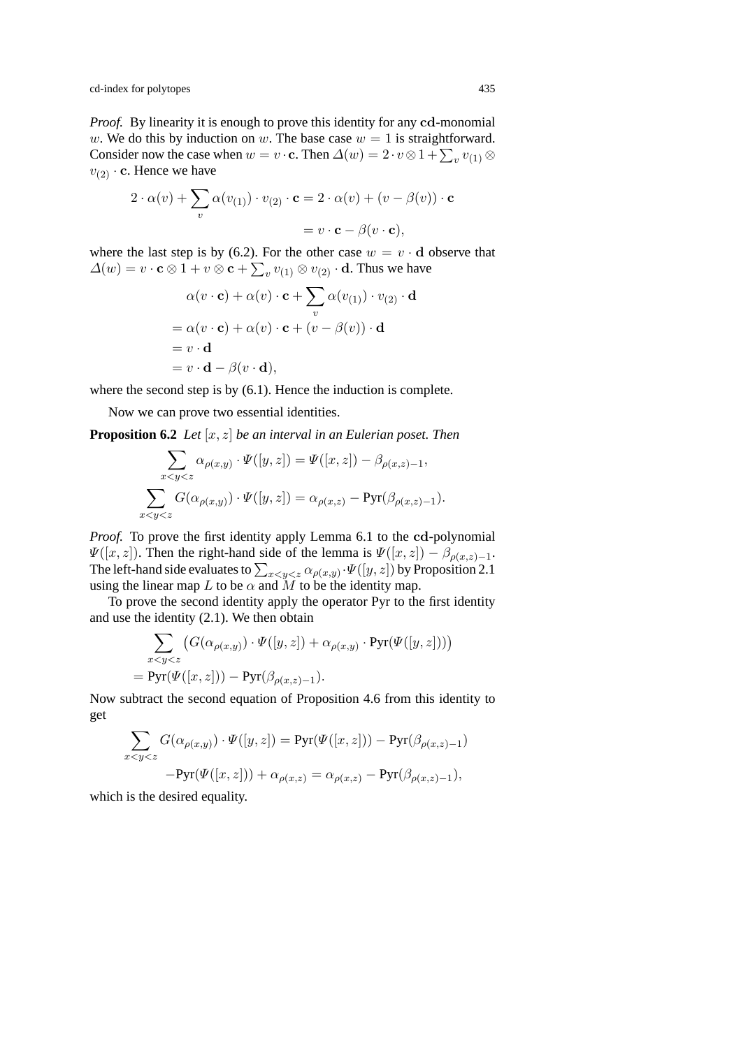*Proof.* By linearity it is enough to prove this identity for any $\mathbf{cd}$-monomial $w$. We do this by induction on $w$. The base case $w = 1$ is straightforward. Consider now the case when $w = v \cdot \mathbf{c}$. Then $\Delta(w) = 2 \cdot v \otimes 1 + \sum_v v_{(1)} \otimes v_{(2)} \cdot \mathbf{c}$. Hence we have

$$
\begin{aligned}
2 \cdot \alpha(v) + \sum_v \alpha(v_{(1)}) \cdot v_{(2)} \cdot \mathbf{c} &= 2 \cdot \alpha(v) + (v - \beta(v)) \cdot \mathbf{c} \\
&= v \cdot \mathbf{c} - \beta(v \cdot \mathbf{c}),
\end{aligned}
$$

where the last step is by (6.2). For the other case $w = v \cdot \mathbf{d}$ observe that $\Delta(w) = v \cdot \mathbf{c} \otimes 1 + v \otimes \mathbf{c} + \sum_v v_{(1)} \otimes v_{(2)} \cdot \mathbf{d}$. Thus we have

$$
\begin{aligned}
&\alpha(v \cdot \mathbf{c}) + \alpha(v) \cdot \mathbf{c} + \sum_v \alpha(v_{(1)}) \cdot v_{(2)} \cdot \mathbf{d} \\
&= \alpha(v \cdot \mathbf{c}) + \alpha(v) \cdot \mathbf{c} + (v - \beta(v)) \cdot \mathbf{d} \\
&= v \cdot \mathbf{d} \\
&= v \cdot \mathbf{d} - \beta(v \cdot \mathbf{d}),
\end{aligned}
$$

where the second step is by (6.1). Hence the induction is complete.

Now we can prove two essential identities.

**Proposition 6.2** *Let $[x, z]$ be an interval in an Eulerian poset. Then*

$$
\sum_{x<y<z} \alpha_{\rho(x,y)} \cdot \Psi([y, z]) = \Psi([x, z]) - \beta_{\rho(x,z)-1},
$$

$$
\sum_{x<y<z} G(\alpha_{\rho(x,y)}) \cdot \Psi([y, z]) = \alpha_{\rho(x,z)} - \mathrm{Pyr}(\beta_{\rho(x,z)-1}).
$$

*Proof.* To prove the first identity apply Lemma 6.1 to the $\mathbf{cd}$-polynomial $\Psi([x, z])$. Then the right-hand side of the lemma is $\Psi([x, z]) - \beta_{\rho(x,z)-1}$. The left-hand side evaluates to $\sum_{x<y<z} \alpha_{\rho(x,y)} \cdot \Psi([y, z])$ by Proposition 2.1 using the linear map $L$ to be $\alpha$ and $M$ to be the identity map.

To prove the second identity apply the operator Pyr to the first identity and use the identity (2.1). We then obtain

$$
\begin{aligned}
&\sum_{x<y<z} \left( G(\alpha_{\rho(x,y)}) \cdot \Psi([y, z]) + \alpha_{\rho(x,y)} \cdot \mathrm{Pyr}(\Psi([y, z])) \right) \\
&= \mathrm{Pyr}(\Psi([x, z])) - \mathrm{Pyr}(\beta_{\rho(x,z)-1}).
\end{aligned}
$$

Now subtract the second equation of Proposition 4.6 from this identity to get

$$
\begin{aligned}
\sum_{x<y<z} G(\alpha_{\rho(x,y)}) \cdot \Psi([y, z]) &= \mathrm{Pyr}(\Psi([x, z])) - \mathrm{Pyr}(\beta_{\rho(x,z)-1}) \\
&\quad - \mathrm{Pyr}(\Psi([x, z])) + \alpha_{\rho(x,z)} = \alpha_{\rho(x,z)} - \mathrm{Pyr}(\beta_{\rho(x,z)-1}),
\end{aligned}
$$

which is the desired equality.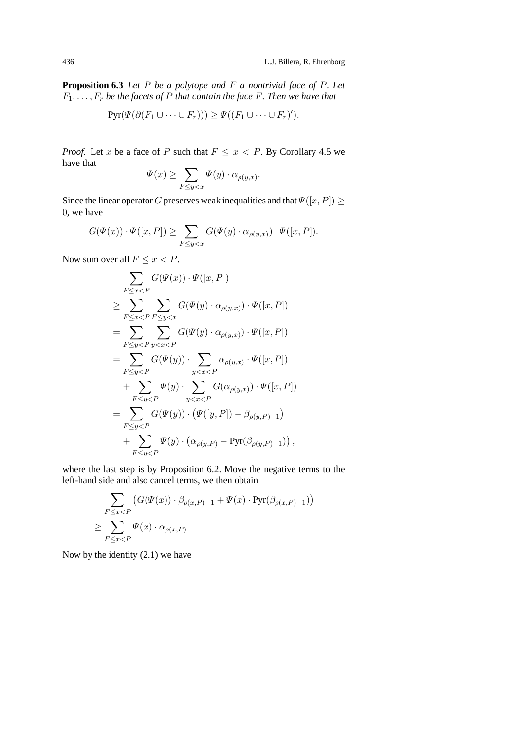**Proposition 6.3** *Let $P$ be a polytope and $F$ a nontrivial face of $P$. Let $F_1, \ldots, F_r$ be the facets of $P$ that contain the face $F$. Then we have that*

$$\mathrm{Pyr}(\Psi(\partial(F_1 \cup \cdots \cup F_r))) \geq \Psi((F_1 \cup \cdots \cup F_r)').$$

*Proof.* Let $x$ be a face of $P$ such that $F \leq x < P$. By Corollary 4.5 we have that

$$\Psi(x) \geq \sum_{F \leq y < x} \Psi(y) \cdot \alpha_{\rho(y,x)}.$$

Since the linear operator $G$ preserves weak inequalities and that $\Psi([x, P]) \geq 0$, we have

$$G(\Psi(x)) \cdot \Psi([x, P]) \geq \sum_{F \leq y < x} G(\Psi(y) \cdot \alpha_{\rho(y,x)}) \cdot \Psi([x, P]).$$

Now sum over all $F \leq x < P$.

$$\begin{aligned}
&\sum_{F \leq x < P} G(\Psi(x)) \cdot \Psi([x, P]) \\
&\geq \sum_{F \leq x < P} \sum_{F \leq y < x} G(\Psi(y) \cdot \alpha_{\rho(y,x)}) \cdot \Psi([x, P]) \\
&= \sum_{F \leq y < P} \sum_{y < x < P} G(\Psi(y) \cdot \alpha_{\rho(y,x)}) \cdot \Psi([x, P]) \\
&= \sum_{F \leq y < P} G(\Psi(y)) \cdot \sum_{y < x < P} \alpha_{\rho(y,x)} \cdot \Psi([x, P]) \\
&\quad + \sum_{F \leq y < P} \Psi(y) \cdot \sum_{y < x < P} G(\alpha_{\rho(y,x)}) \cdot \Psi([x, P]) \\
&= \sum_{F \leq y < P} G(\Psi(y)) \cdot \left(\Psi([y, P]) - \beta_{\rho(y,P)-1}\right) \\
&\quad + \sum_{F \leq y < P} \Psi(y) \cdot \left(\alpha_{\rho(y,P)} - \mathrm{Pyr}(\beta_{\rho(y,P)-1})\right),
\end{aligned}$$

where the last step is by Proposition 6.2. Move the negative terms to the left-hand side and also cancel terms, we then obtain

$$\begin{aligned}
&\sum_{F \leq x < P} \left(G(\Psi(x)) \cdot \beta_{\rho(x,P)-1} + \Psi(x) \cdot \mathrm{Pyr}(\beta_{\rho(x,P)-1})\right) \\
&\geq \sum_{F \leq x < P} \Psi(x) \cdot \alpha_{\rho(x,P)}.
\end{aligned}$$

Now by the identity (2.1) we have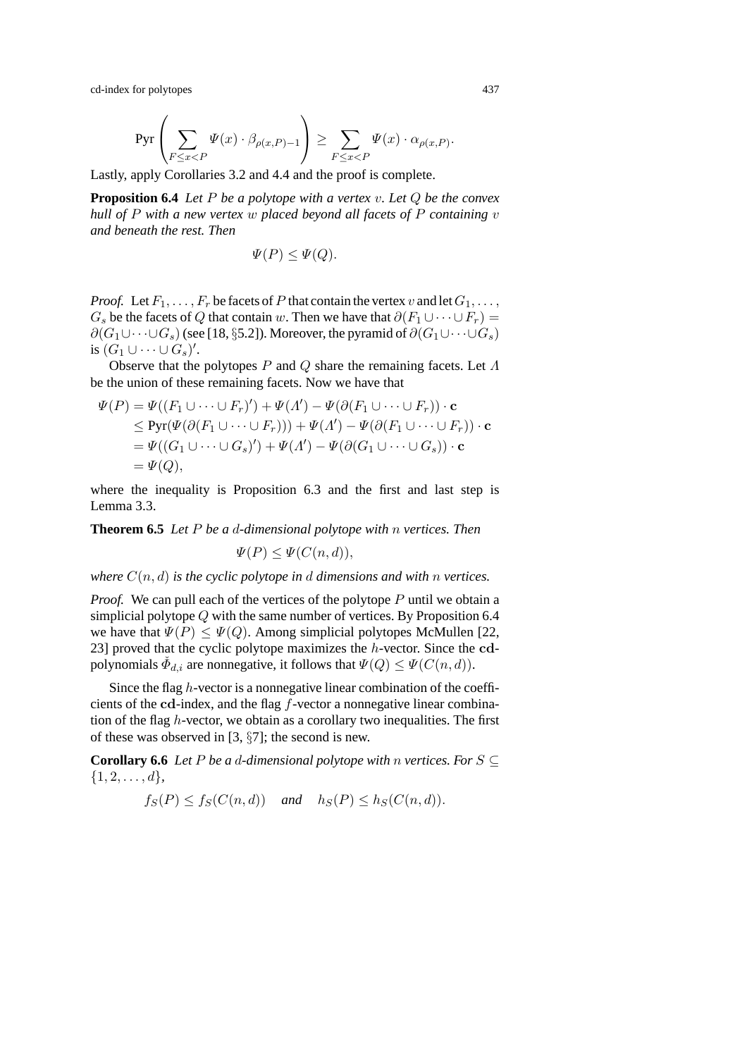$$\text{Pyr}\left(\sum_{F \leq x < P} \Psi(x) \cdot \beta_{\rho(x,P)-1}\right) \geq \sum_{F \leq x < P} \Psi(x) \cdot \alpha_{\rho(x,P)}.$$

Lastly, apply Corollaries 3.2 and 4.4 and the proof is complete.

**Proposition 6.4** *Let $P$ be a polytope with a vertex $v$. Let $Q$ be the convex hull of $P$ with a new vertex $w$ placed beyond all facets of $P$ containing $v$ and beneath the rest. Then*

$$\Psi(P) \leq \Psi(Q).$$

*Proof.* Let $F_1, \ldots, F_r$ be facets of $P$ that contain the vertex $v$ and let $G_1, \ldots, G_s$ be the facets of $Q$ that contain $w$. Then we have that $\partial(F_1 \cup \cdots \cup F_r) = \partial(G_1 \cup \cdots \cup G_s)$ (see [18, §5.2]). Moreover, the pyramid of $\partial(G_1 \cup \cdots \cup G_s)$ is $(G_1 \cup \cdots \cup G_s)'$.

Observe that the polytopes $P$ and $Q$ share the remaining facets. Let $\Lambda$ be the union of these remaining facets. Now we have that

$$\begin{aligned}
\Psi(P) &= \Psi((F_1 \cup \cdots \cup F_r)') + \Psi(\Lambda') - \Psi(\partial(F_1 \cup \cdots \cup F_r)) \cdot \mathbf{c} \\
&\leq \text{Pyr}(\Psi(\partial(F_1 \cup \cdots \cup F_r))) + \Psi(\Lambda') - \Psi(\partial(F_1 \cup \cdots \cup F_r)) \cdot \mathbf{c} \\
&= \Psi((G_1 \cup \cdots \cup G_s)') + \Psi(\Lambda') - \Psi(\partial(G_1 \cup \cdots \cup G_s)) \cdot \mathbf{c} \\
&= \Psi(Q),
\end{aligned}$$

where the inequality is Proposition 6.3 and the first and last step is Lemma 3.3.

**Theorem 6.5** *Let $P$ be a $d$-dimensional polytope with $n$ vertices. Then*

$$\Psi(P) \leq \Psi(C(n,d)),$$

*where $C(n,d)$ is the cyclic polytope in $d$ dimensions and with $n$ vertices.*

*Proof.* We can pull each of the vertices of the polytope $P$ until we obtain a simplicial polytope $Q$ with the same number of vertices. By Proposition 6.4 we have that $\Psi(P) \leq \Psi(Q)$. Among simplicial polytopes McMullen [22, 23] proved that the cyclic polytope maximizes the $h$-vector. Since the $\mathbf{cd}$-polynomials $\check{\Phi}_{d,i}$ are nonnegative, it follows that $\Psi(Q) \leq \Psi(C(n,d))$.

Since the flag $h$-vector is a nonnegative linear combination of the coefficients of the $\mathbf{cd}$-index, and the flag $f$-vector a nonnegative linear combination of the flag $h$-vector, we obtain as a corollary two inequalities. The first of these was observed in [3, §7]; the second is new.

**Corollary 6.6** *Let $P$ be a $d$-dimensional polytope with $n$ vertices. For $S \subseteq \{1, 2, \ldots, d\}$,*

$$f_S(P) \leq f_S(C(n,d)) \quad \text{and} \quad h_S(P) \leq h_S(C(n,d)).$$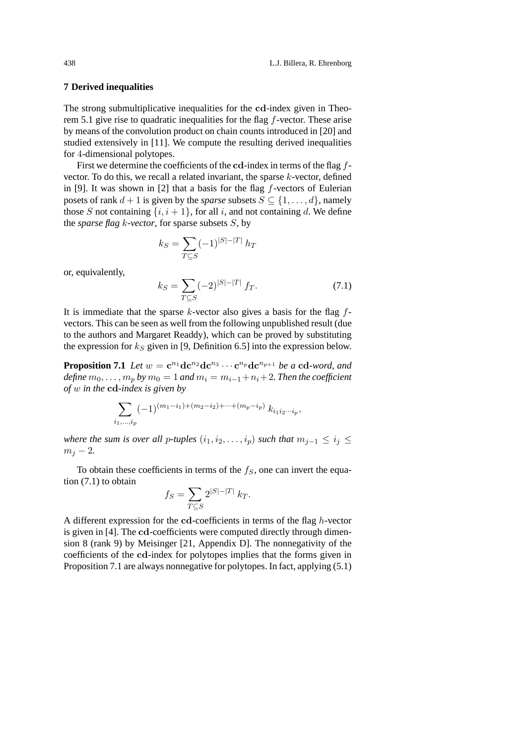## 7 Derived inequalities

The strong submultiplicative inequalities for the $\mathbf{cd}$-index given in Theorem 5.1 give rise to quadratic inequalities for the flag $f$-vector. These arise by means of the convolution product on chain counts introduced in [20] and studied extensively in [11]. We compute the resulting derived inequalities for 4-dimensional polytopes.

First we determine the coefficients of the $\mathbf{cd}$-index in terms of the flag $f$-vector. To do this, we recall a related invariant, the sparse $k$-vector, defined in [9]. It was shown in [2] that a basis for the flag $f$-vectors of Eulerian posets of rank $d+1$ is given by the *sparse* subsets $S \subseteq \{1, \ldots, d\}$, namely those $S$ not containing $\{i, i+1\}$, for all $i$, and not containing $d$. We define the *sparse flag $k$-vector*, for sparse subsets $S$, by

$$k_S = \sum_{T \subseteq S} (-1)^{|S|-|T|} \, h_T$$

or, equivalently,

$$k_S = \sum_{T \subseteq S} (-2)^{|S|-|T|} \, f_T. \tag{7.1}$$

It is immediate that the sparse $k$-vector also gives a basis for the flag $f$-vectors. This can be seen as well from the following unpublished result (due to the authors and Margaret Readdy), which can be proved by substituting the expression for $k_S$ given in [9, Definition 6.5] into the expression below.

**Proposition 7.1** *Let $w = \mathbf{c}^{n_1}\mathbf{d}\mathbf{c}^{n_2}\mathbf{d}\mathbf{c}^{n_3} \cdots \mathbf{c}^{n_p}\mathbf{d}\mathbf{c}^{n_{p+1}}$ be a $\mathbf{cd}$-word, and define $m_0, \ldots, m_p$ by $m_0 = 1$ and $m_i = m_{i-1} + n_i + 2$. Then the coefficient of $w$ in the $\mathbf{cd}$-index is given by*

$$\sum_{i_1, \ldots, i_p} (-1)^{(m_1 - i_1) + (m_2 - i_2) + \cdots + (m_p - i_p)} \, k_{i_1 i_2 \cdots i_p},$$

*where the sum is over all $p$-tuples $(i_1, i_2, \ldots, i_p)$ such that $m_{j-1} \leq i_j \leq m_j - 2$.*

To obtain these coefficients in terms of the $f_S$, one can invert the equation (7.1) to obtain

$$f_S = \sum_{T \subseteq S} 2^{|S|-|T|} \, k_T.$$

A different expression for the $\mathbf{cd}$-coefficients in terms of the flag $h$-vector is given in [4]. The $\mathbf{cd}$-coefficients were computed directly through dimension 8 (rank 9) by Meisinger [21, Appendix D]. The nonnegativity of the coefficients of the $\mathbf{cd}$-index for polytopes implies that the forms given in Proposition 7.1 are always nonnegative for polytopes. In fact, applying (5.1)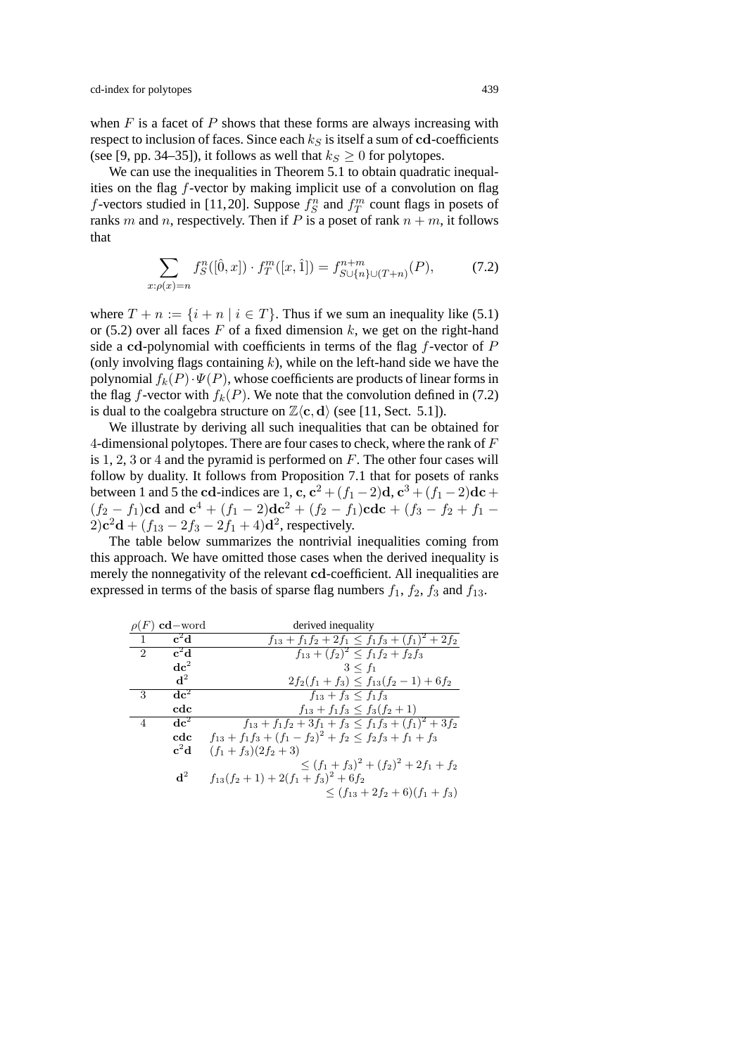when $F$ is a facet of $P$ shows that these forms are always increasing with respect to inclusion of faces. Since each $k_S$ is itself a sum of $\mathbf{cd}$-coefficients (see [9, pp. 34–35]), it follows as well that $k_S \geq 0$ for polytopes.

We can use the inequalities in Theorem 5.1 to obtain quadratic inequalities on the flag $f$-vector by making implicit use of a convolution on flag $f$-vectors studied in [11,20]. Suppose $f_S^n$ and $f_T^m$ count flags in posets of ranks $m$ and $n$, respectively. Then if $P$ is a poset of rank $n+m$, it follows that

$$\sum_{x:\rho(x)=n} f_S^n([\hat{0},x]) \cdot f_T^m([x,\hat{1}]) = f_{S\cup\{n\}\cup(T+n)}^{n+m}(P), \tag{7.2}$$

where $T+n := \{i+n \mid i \in T\}$. Thus if we sum an inequality like (5.1) or (5.2) over all faces $F$ of a fixed dimension $k$, we get on the right-hand side a $\mathbf{cd}$-polynomial with coefficients in terms of the flag $f$-vector of $P$ (only involving flags containing $k$), while on the left-hand side we have the polynomial $f_k(P) \cdot \Psi(P)$, whose coefficients are products of linear forms in the flag $f$-vector with $f_k(P)$. We note that the convolution defined in (7.2) is dual to the coalgebra structure on $\mathbb{Z}\langle \mathbf{c}, \mathbf{d}\rangle$ (see [11, Sect. 5.1]).

We illustrate by deriving all such inequalities that can be obtained for 4-dimensional polytopes. There are four cases to check, where the rank of $F$ is 1, 2, 3 or 4 and the pyramid is performed on $F$. The other four cases will follow by duality. It follows from Proposition 7.1 that for posets of ranks between 1 and 5 the $\mathbf{cd}$-indices are 1, $\mathbf{c}$, $\mathbf{c}^2 + (f_1-2)\mathbf{d}$, $\mathbf{c}^3 + (f_1-2)\mathbf{dc} + (f_2-f_1)\mathbf{cd}$ and $\mathbf{c}^4 + (f_1-2)\mathbf{dc}^2 + (f_2-f_1)\mathbf{cdc} + (f_3-f_2+f_1-2)\mathbf{c}^2\mathbf{d} + (f_{13}-2f_3-2f_1+4)\mathbf{d}^2$, respectively.

The table below summarizes the nontrivial inequalities coming from this approach. We have omitted those cases when the derived inequality is merely the nonnegativity of the relevant $\mathbf{cd}$-coefficient. All inequalities are expressed in terms of the basis of sparse flag numbers $f_1$, $f_2$, $f_3$ and $f_{13}$.

| $\rho(F)$ | $\mathbf{cd}$–word | derived inequality |
|---|---|---|
| 1 | $\mathbf{c}^2\mathbf{d}$ | $f_{13} + f_1 f_2 + 2f_1 \leq f_1 f_3 + (f_1)^2 + 2f_2$ |
| 2 | $\mathbf{c}^2\mathbf{d}$ | $f_{13} + (f_2)^2 \leq f_1 f_2 + f_2 f_3$ |
| | $\mathbf{dc}^2$ | $3 \leq f_1$ |
| | $\mathbf{d}^2$ | $2f_2(f_1+f_3) \leq f_{13}(f_2-1) + 6f_2$ |
| 3 | $\mathbf{dc}^2$ | $f_{13} + f_3 \leq f_1 f_3$ |
| | $\mathbf{cdc}$ | $f_{13} + f_1 f_3 \leq f_3(f_2+1)$ |
| 4 | $\mathbf{dc}^2$ | $f_{13} + f_1 f_2 + 3f_1 + f_3 \leq f_1 f_3 + (f_1)^2 + 3f_2$ |
| | $\mathbf{cdc}$ | $f_{13} + f_1 f_3 + (f_1-f_2)^2 + f_2 \leq f_2 f_3 + f_1 + f_3$ |
| | $\mathbf{c}^2\mathbf{d}$ | $(f_1+f_3)(2f_2+3) \leq (f_1+f_3)^2 + (f_2)^2 + 2f_1 + f_2$ |
| | $\mathbf{d}^2$ | $f_{13}(f_2+1) + 2(f_1+f_3)^2 + 6f_2 \leq (f_{13}+2f_2+6)(f_1+f_3)$ |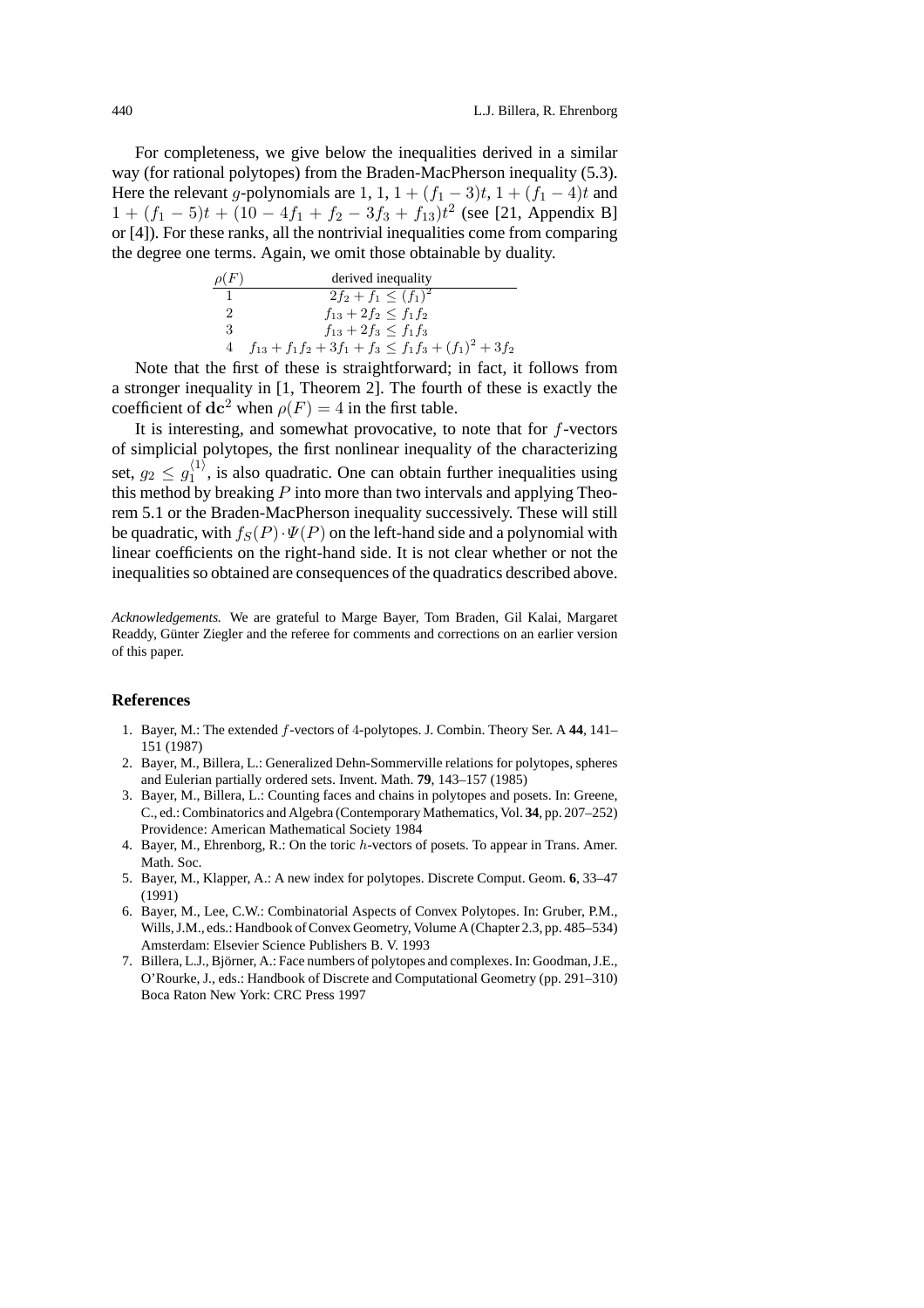For completeness, we give below the inequalities derived in a similar way (for rational polytopes) from the Braden-MacPherson inequality (5.3). Here the relevant $g$-polynomials are 1, 1, $1 + (f_1 - 3)t$, $1 + (f_1 - 4)t$ and $1 + (f_1 - 5)t + (10 - 4f_1 + f_2 - 3f_3 + f_{13})t^2$ (see [21, Appendix B] or [4]). For these ranks, all the nontrivial inequalities come from comparing the degree one terms. Again, we omit those obtainable by duality.

| $\rho(F)$ | derived inequality |
|---|---|
| 1 | $2f_2 + f_1 \leq (f_1)^2$ |
| 2 | $f_{13} + 2f_2 \leq f_1 f_2$ |
| 3 | $f_{13} + 2f_3 \leq f_1 f_3$ |
| 4 | $f_{13} + f_1 f_2 + 3f_1 + f_3 \leq f_1 f_3 + (f_1)^2 + 3f_2$ |

Note that the first of these is straightforward; in fact, it follows from a stronger inequality in [1, Theorem 2]. The fourth of these is exactly the coefficient of $\mathbf{dc}^2$ when $\rho(F) = 4$ in the first table.

It is interesting, and somewhat provocative, to note that for $f$-vectors of simplicial polytopes, the first nonlinear inequality of the characterizing set, $g_2 \leq g_1^{\langle 1 \rangle}$, is also quadratic. One can obtain further inequalities using this method by breaking $P$ into more than two intervals and applying Theorem 5.1 or the Braden-MacPherson inequality successively. These will still be quadratic, with $f_S(P) \cdot \Psi(P)$ on the left-hand side and a polynomial with linear coefficients on the right-hand side. It is not clear whether or not the inequalities so obtained are consequences of the quadratics described above.

*Acknowledgements.* We are grateful to Marge Bayer, Tom Braden, Gil Kalai, Margaret Readdy, Günter Ziegler and the referee for comments and corrections on an earlier version of this paper.

## References

1. Bayer, M.: The extended $f$-vectors of 4-polytopes. J. Combin. Theory Ser. A **44**, 141–151 (1987)
2. Bayer, M., Billera, L.: Generalized Dehn-Sommerville relations for polytopes, spheres and Eulerian partially ordered sets. Invent. Math. **79**, 143–157 (1985)
3. Bayer, M., Billera, L.: Counting faces and chains in polytopes and posets. In: Greene, C., ed.: Combinatorics and Algebra (Contemporary Mathematics, Vol. **34**, pp. 207–252) Providence: American Mathematical Society 1984
4. Bayer, M., Ehrenborg, R.: On the toric $h$-vectors of posets. To appear in Trans. Amer. Math. Soc.
5. Bayer, M., Klapper, A.: A new index for polytopes. Discrete Comput. Geom. **6**, 33–47 (1991)
6. Bayer, M., Lee, C.W.: Combinatorial Aspects of Convex Polytopes. In: Gruber, P.M., Wills, J.M., eds.: Handbook of Convex Geometry, Volume A (Chapter 2.3, pp. 485–534) Amsterdam: Elsevier Science Publishers B. V. 1993
7. Billera, L.J., Björner, A.: Face numbers of polytopes and complexes. In: Goodman, J.E., O'Rourke, J., eds.: Handbook of Discrete and Computational Geometry (pp. 291–310) Boca Raton New York: CRC Press 1997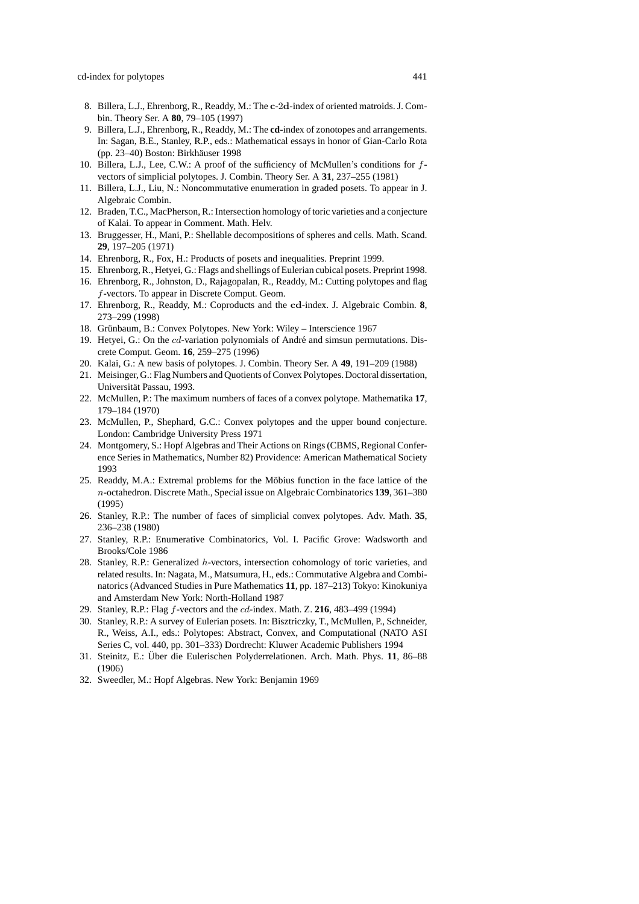8. Billera, L.J., Ehrenborg, R., Readdy, M.: The **c**-2**d**-index of oriented matroids. J. Combin. Theory Ser. A **80**, 79–105 (1997)
9. Billera, L.J., Ehrenborg, R., Readdy, M.: The **cd**-index of zonotopes and arrangements. In: Sagan, B.E., Stanley, R.P., eds.: Mathematical essays in honor of Gian-Carlo Rota (pp. 23–40) Boston: Birkhäuser 1998
10. Billera, L.J., Lee, C.W.: A proof of the sufficiency of McMullen's conditions for $f$-vectors of simplicial polytopes. J. Combin. Theory Ser. A **31**, 237–255 (1981)
11. Billera, L.J., Liu, N.: Noncommutative enumeration in graded posets. To appear in J. Algebraic Combin.
12. Braden, T.C., MacPherson, R.: Intersection homology of toric varieties and a conjecture of Kalai. To appear in Comment. Math. Helv.
13. Bruggesser, H., Mani, P.: Shellable decompositions of spheres and cells. Math. Scand. **29**, 197–205 (1971)
14. Ehrenborg, R., Fox, H.: Products of posets and inequalities. Preprint 1999.
15. Ehrenborg, R., Hetyei, G.: Flags and shellings of Eulerian cubical posets. Preprint 1998.
16. Ehrenborg, R., Johnston, D., Rajagopalan, R., Readdy, M.: Cutting polytopes and flag $f$-vectors. To appear in Discrete Comput. Geom.
17. Ehrenborg, R., Readdy, M.: Coproducts and the **cd**-index. J. Algebraic Combin. **8**, 273–299 (1998)
18. Grünbaum, B.: Convex Polytopes. New York: Wiley – Interscience 1967
19. Hetyei, G.: On the $cd$-variation polynomials of André and simsun permutations. Discrete Comput. Geom. **16**, 259–275 (1996)
20. Kalai, G.: A new basis of polytopes. J. Combin. Theory Ser. A **49**, 191–209 (1988)
21. Meisinger, G.: Flag Numbers and Quotients of Convex Polytopes. Doctoral dissertation, Universität Passau, 1993.
22. McMullen, P.: The maximum numbers of faces of a convex polytope. Mathematika **17**, 179–184 (1970)
23. McMullen, P., Shephard, G.C.: Convex polytopes and the upper bound conjecture. London: Cambridge University Press 1971
24. Montgomery, S.: Hopf Algebras and Their Actions on Rings (CBMS, Regional Conference Series in Mathematics, Number 82) Providence: American Mathematical Society 1993
25. Readdy, M.A.: Extremal problems for the Möbius function in the face lattice of the $n$-octahedron. Discrete Math., Special issue on Algebraic Combinatorics **139**, 361–380 (1995)
26. Stanley, R.P.: The number of faces of simplicial convex polytopes. Adv. Math. **35**, 236–238 (1980)
27. Stanley, R.P.: Enumerative Combinatorics, Vol. I. Pacific Grove: Wadsworth and Brooks/Cole 1986
28. Stanley, R.P.: Generalized $h$-vectors, intersection cohomology of toric varieties, and related results. In: Nagata, M., Matsumura, H., eds.: Commutative Algebra and Combinatorics (Advanced Studies in Pure Mathematics **11**, pp. 187–213) Tokyo: Kinokuniya and Amsterdam New York: North-Holland 1987
29. Stanley, R.P.: Flag $f$-vectors and the $cd$-index. Math. Z. **216**, 483–499 (1994)
30. Stanley, R.P.: A survey of Eulerian posets. In: Bisztriczky, T., McMullen, P., Schneider, R., Weiss, A.I., eds.: Polytopes: Abstract, Convex, and Computational (NATO ASI Series C, vol. 440, pp. 301–333) Dordrecht: Kluwer Academic Publishers 1994
31. Steinitz, E.: Über die Eulerischen Polyderrelationen. Arch. Math. Phys. **11**, 86–88 (1906)
32. Sweedler, M.: Hopf Algebras. New York: Benjamin 1969